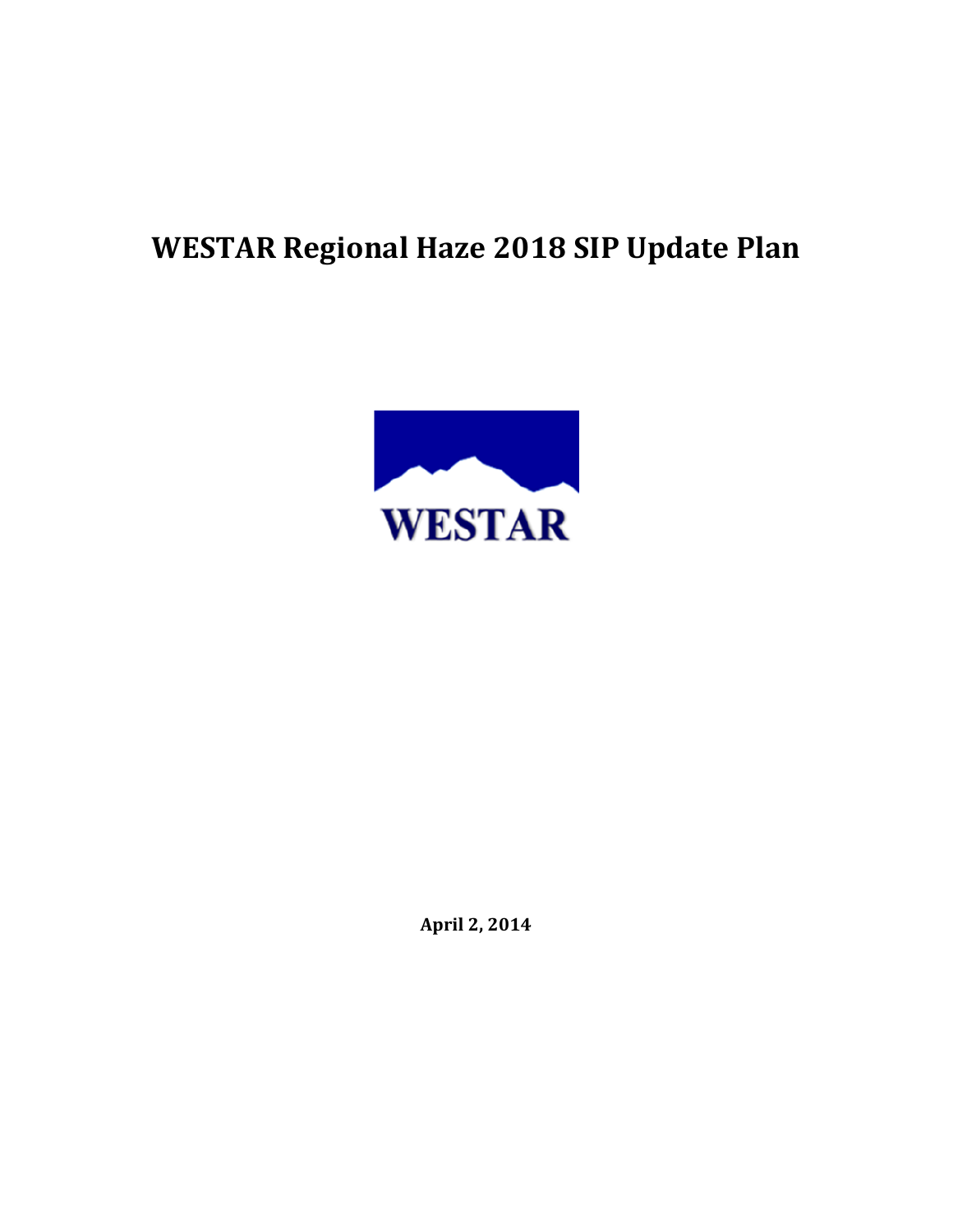# WESTAR Regional Haze 2018 SIP Update Plan

WESTAR

**April 2, 2014**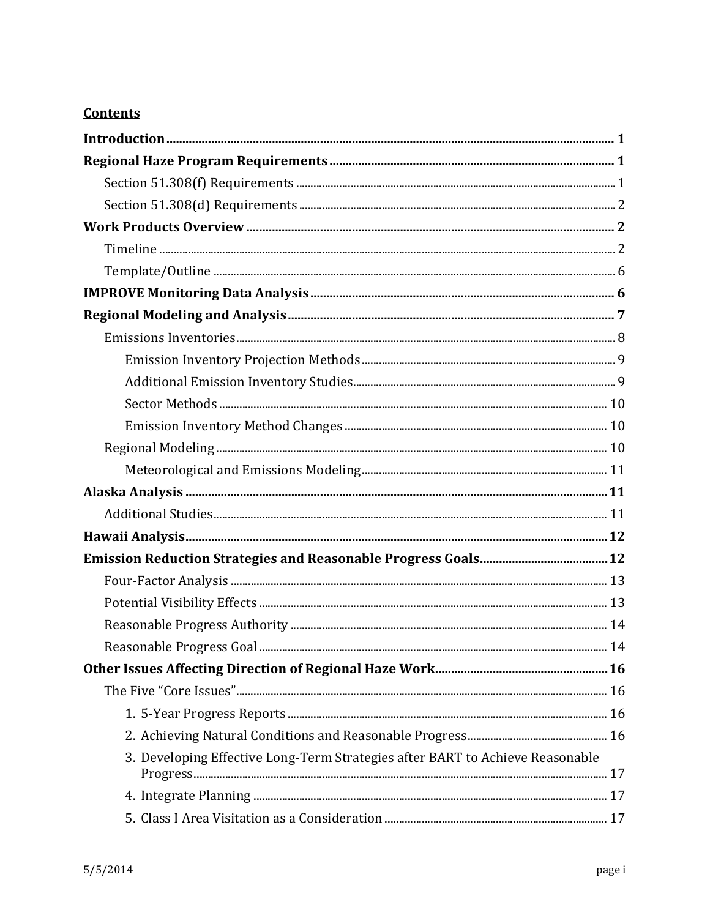**Contents**

**Introduction** ..... 1

**Regional Haze Program Requirements** ..... 1

- Section 51.308(f) Requirements ..... 1
- Section 51.308(d) Requirements ..... 2

**Work Products Overview** ..... 2

- Timeline ..... 2
- Template/Outline ..... 6

**IMPROVE Monitoring Data Analysis** ..... 6

**Regional Modeling and Analysis** ..... 7

- Emissions Inventories ..... 8
  - Emission Inventory Projection Methods ..... 9
  - Additional Emission Inventory Studies ..... 9
  - Sector Methods ..... 10
  - Emission Inventory Method Changes ..... 10
- Regional Modeling ..... 10
  - Meteorological and Emissions Modeling ..... 11

**Alaska Analysis** ..... 11

- Additional Studies ..... 11

**Hawaii Analysis** ..... 12

**Emission Reduction Strategies and Reasonable Progress Goals** ..... 12

- Four-Factor Analysis ..... 13
- Potential Visibility Effects ..... 13
- Reasonable Progress Authority ..... 14
- Reasonable Progress Goal ..... 14

**Other Issues Affecting Direction of Regional Haze Work** ..... 16

- The Five "Core Issues" ..... 16
  1. 5-Year Progress Reports ..... 16
  2. Achieving Natural Conditions and Reasonable Progress ..... 16
  3. Developing Effective Long-Term Strategies after BART to Achieve Reasonable Progress ..... 17
  4. Integrate Planning ..... 17
  5. Class I Area Visitation as a Consideration ..... 17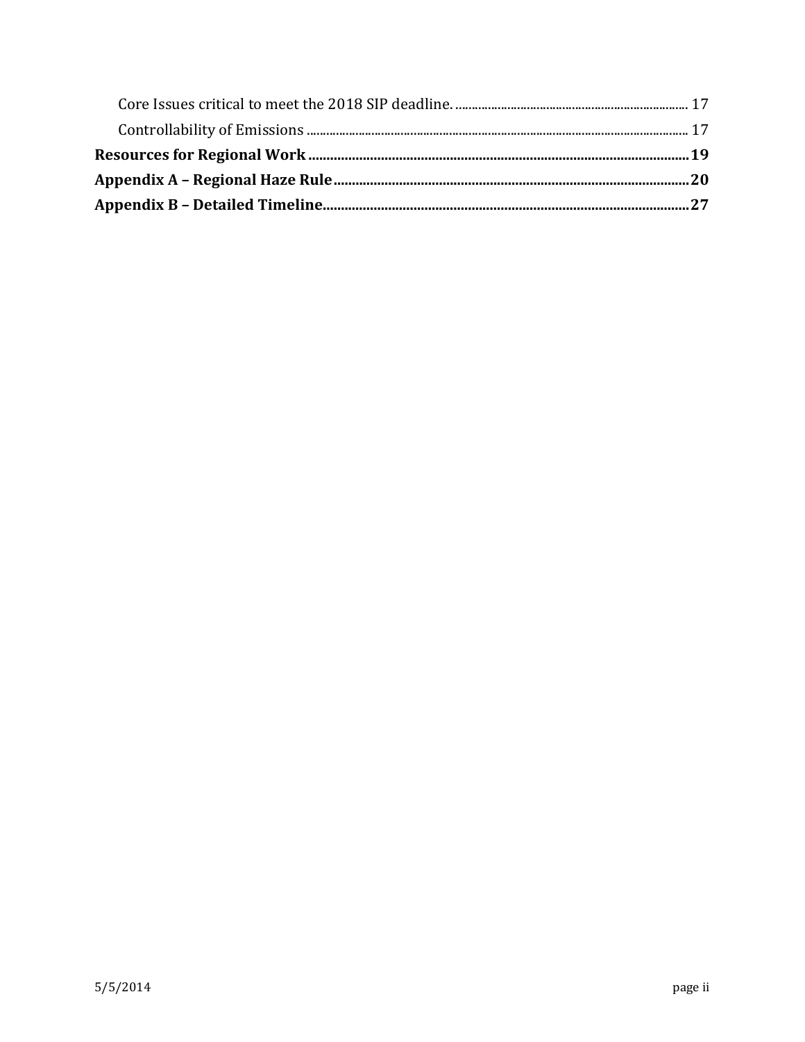Core Issues critical to meet the 2018 SIP deadline. ........................................................................ 17

Controllability of Emissions ........................................................................................................................ 17

**Resources for Regional Work ........................................................................................................ 19**

**Appendix A – Regional Haze Rule .................................................................................................. 20**

**Appendix B – Detailed Timeline...................................................................................................... 27**

5/5/2014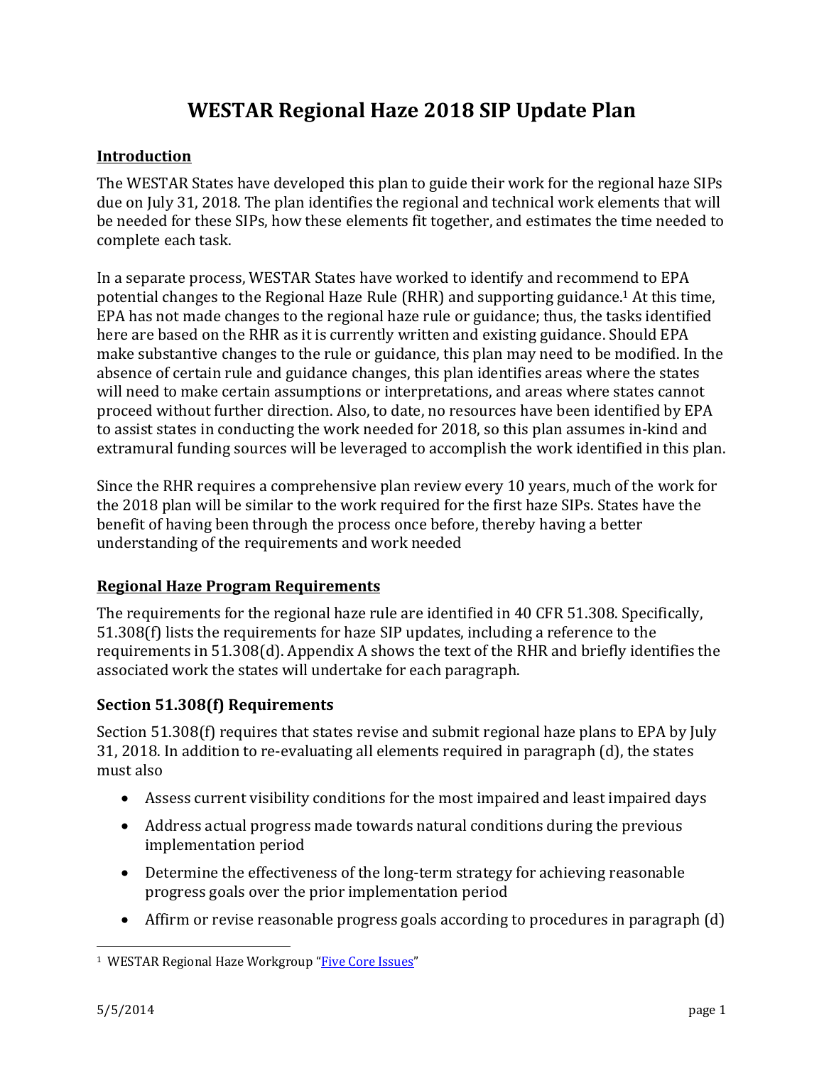# WESTAR Regional Haze 2018 SIP Update Plan

## Introduction

The WESTAR States have developed this plan to guide their work for the regional haze SIPs due on July 31, 2018. The plan identifies the regional and technical work elements that will be needed for these SIPs, how these elements fit together, and estimates the time needed to complete each task.

In a separate process, WESTAR States have worked to identify and recommend to EPA potential changes to the Regional Haze Rule (RHR) and supporting guidance.[1] At this time, EPA has not made changes to the regional haze rule or guidance; thus, the tasks identified here are based on the RHR as it is currently written and existing guidance. Should EPA make substantive changes to the rule or guidance, this plan may need to be modified. In the absence of certain rule and guidance changes, this plan identifies areas where the states will need to make certain assumptions or interpretations, and areas where states cannot proceed without further direction. Also, to date, no resources have been identified by EPA to assist states in conducting the work needed for 2018, so this plan assumes in-kind and extramural funding sources will be leveraged to accomplish the work identified in this plan.

Since the RHR requires a comprehensive plan review every 10 years, much of the work for the 2018 plan will be similar to the work required for the first haze SIPs. States have the benefit of having been through the process once before, thereby having a better understanding of the requirements and work needed

## Regional Haze Program Requirements

The requirements for the regional haze rule are identified in 40 CFR 51.308. Specifically, 51.308(f) lists the requirements for haze SIP updates, including a reference to the requirements in 51.308(d). Appendix A shows the text of the RHR and briefly identifies the associated work the states will undertake for each paragraph.

### Section 51.308(f) Requirements

Section 51.308(f) requires that states revise and submit regional haze plans to EPA by July 31, 2018. In addition to re-evaluating all elements required in paragraph (d), the states must also

- Assess current visibility conditions for the most impaired and least impaired days
- Address actual progress made towards natural conditions during the previous implementation period
- Determine the effectiveness of the long-term strategy for achieving reasonable progress goals over the prior implementation period
- Affirm or revise reasonable progress goals according to procedures in paragraph (d)

---

[1] WESTAR Regional Haze Workgroup "Five Core Issues"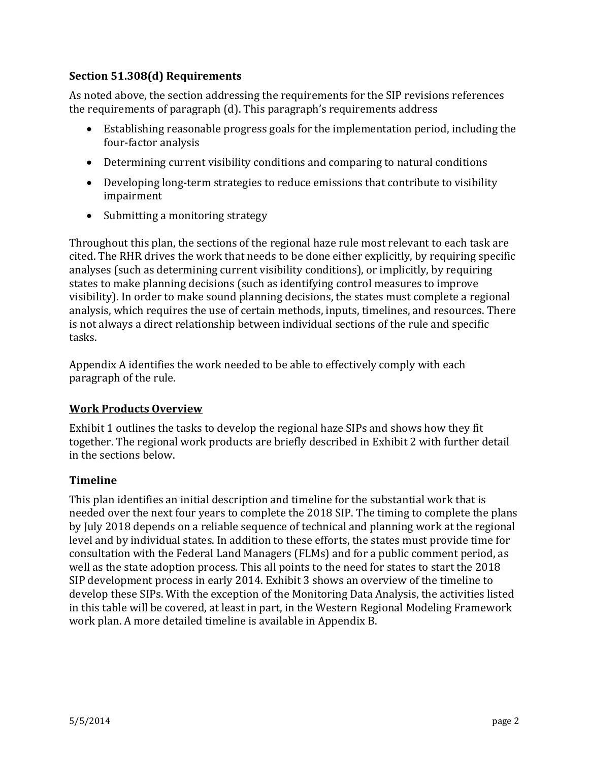### Section 51.308(d) Requirements

As noted above, the section addressing the requirements for the SIP revisions references the requirements of paragraph (d). This paragraph's requirements address

- Establishing reasonable progress goals for the implementation period, including the four-factor analysis
- Determining current visibility conditions and comparing to natural conditions
- Developing long-term strategies to reduce emissions that contribute to visibility impairment
- Submitting a monitoring strategy

Throughout this plan, the sections of the regional haze rule most relevant to each task are cited. The RHR drives the work that needs to be done either explicitly, by requiring specific analyses (such as determining current visibility conditions), or implicitly, by requiring states to make planning decisions (such as identifying control measures to improve visibility). In order to make sound planning decisions, the states must complete a regional analysis, which requires the use of certain methods, inputs, timelines, and resources. There is not always a direct relationship between individual sections of the rule and specific tasks.

Appendix A identifies the work needed to be able to effectively comply with each paragraph of the rule.

### Work Products Overview

Exhibit 1 outlines the tasks to develop the regional haze SIPs and shows how they fit together. The regional work products are briefly described in Exhibit 2 with further detail in the sections below.

### Timeline

This plan identifies an initial description and timeline for the substantial work that is needed over the next four years to complete the 2018 SIP. The timing to complete the plans by July 2018 depends on a reliable sequence of technical and planning work at the regional level and by individual states. In addition to these efforts, the states must provide time for consultation with the Federal Land Managers (FLMs) and for a public comment period, as well as the state adoption process. This all points to the need for states to start the 2018 SIP development process in early 2014. Exhibit 3 shows an overview of the timeline to develop these SIPs. With the exception of the Monitoring Data Analysis, the activities listed in this table will be covered, at least in part, in the Western Regional Modeling Framework work plan. A more detailed timeline is available in Appendix B.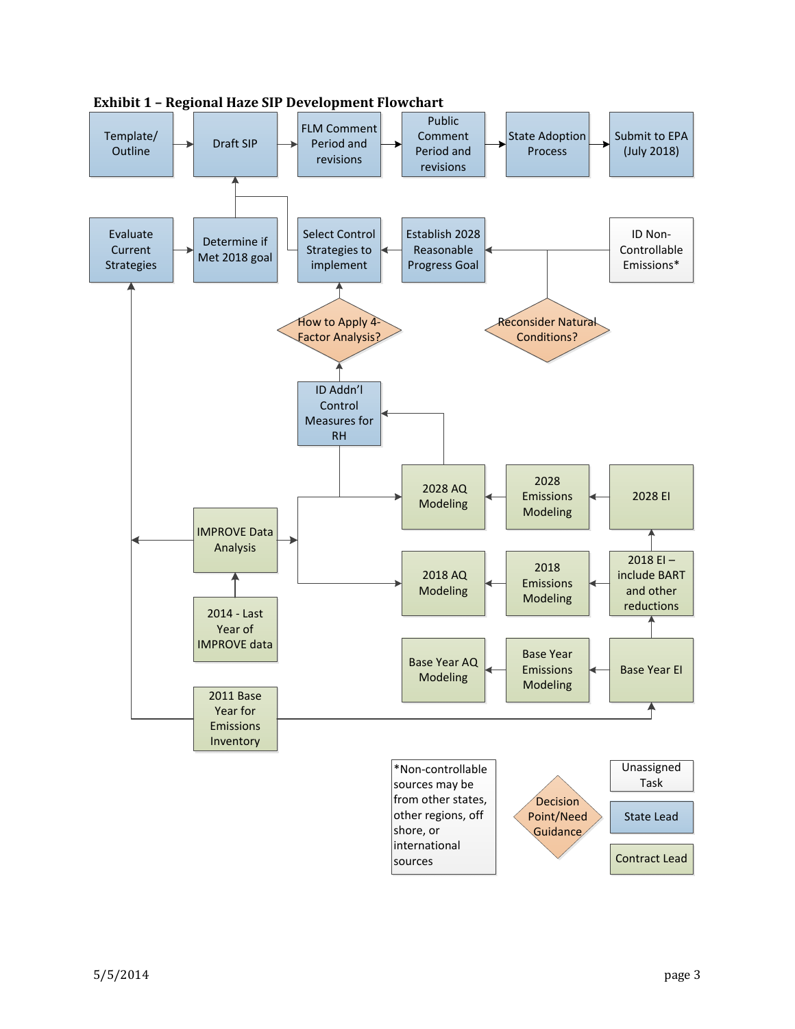**Exhibit 1 – Regional Haze SIP Development Flowchart**

Template/ Outline → Draft SIP → FLM Comment Period and revisions → Public Comment Period and revisions → State Adoption Process → Submit to EPA (July 2018)

Evaluate Current Strategies → Determine if Met 2018 goal → Draft SIP

Select Control Strategies to implement → Draft SIP

ID Non-Controllable Emissions* → Establish 2028 Reasonable Progress Goal → Select Control Strategies to implement

Reconsider Natural Conditions? → Establish 2028 Reasonable Progress Goal

ID Addn'l Control Measures for RH → How to Apply 4-Factor Analysis? → Select Control Strategies to implement

2028 AQ Modeling → ID Addn'l Control Measures for RH

2028 EI → 2028 Emissions Modeling → 2028 AQ Modeling

2018 EI – include BART and other reductions → 2028 EI

2018 EI – include BART and other reductions → 2018 Emissions Modeling → 2018 AQ Modeling

Base Year EI → 2018 EI – include BART and other reductions

Base Year EI → Base Year Emissions Modeling → Base Year AQ Modeling

IMPROVE Data Analysis → Evaluate Current Strategies

IMPROVE Data Analysis → 2028 AQ Modeling; 2018 AQ Modeling

2014 - Last Year of IMPROVE data → IMPROVE Data Analysis

2011 Base Year for Emissions Inventory → Evaluate Current Strategies; Base Year EI

*Non-controllable sources may be from other states, other regions, off shore, or international sources

Legend:

- Decision Point/Need Guidance
- Unassigned Task
- State Lead
- Contract Lead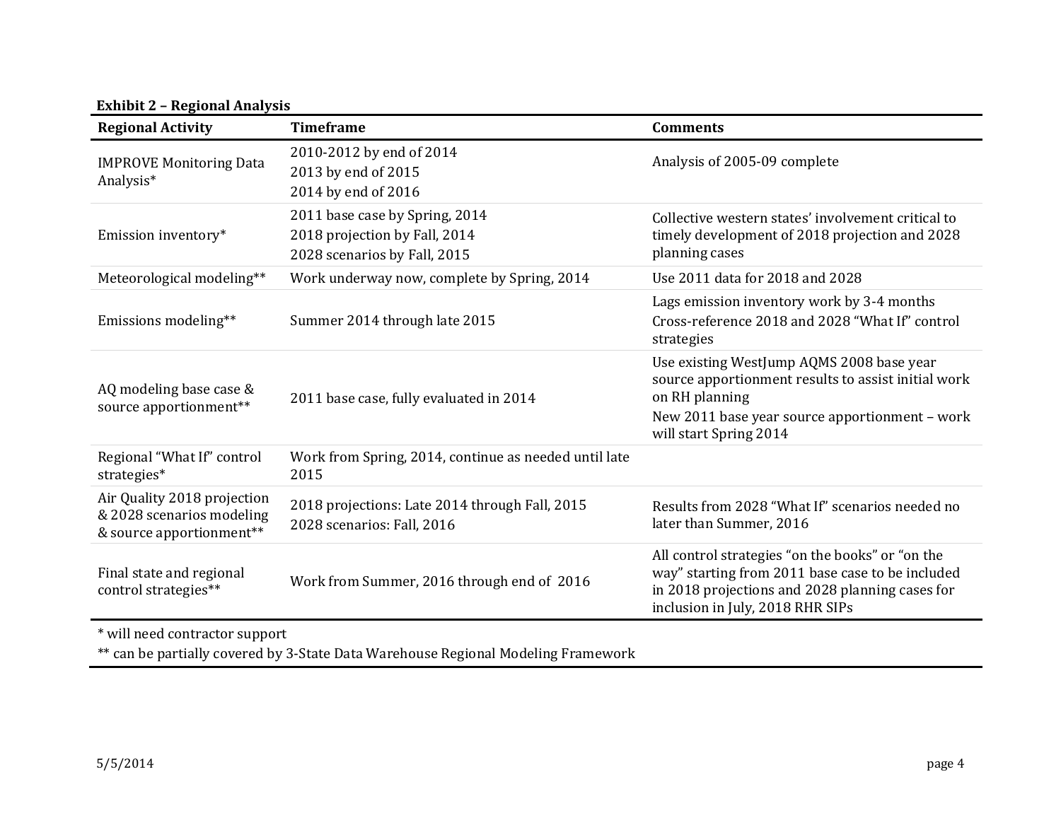**Exhibit 2 – Regional Analysis**

| Regional Activity | Timeframe | Comments |
|---|---|---|
| IMPROVE Monitoring Data Analysis* | 2010-2012 by end of 2014<br>2013 by end of 2015<br>2014 by end of 2016 | Analysis of 2005-09 complete |
| Emission inventory* | 2011 base case by Spring, 2014<br>2018 projection by Fall, 2014<br>2028 scenarios by Fall, 2015 | Collective western states' involvement critical to timely development of 2018 projection and 2028 planning cases |
| Meteorological modeling** | Work underway now, complete by Spring, 2014 | Use 2011 data for 2018 and 2028 |
| Emissions modeling** | Summer 2014 through late 2015 | Lags emission inventory work by 3-4 months<br>Cross-reference 2018 and 2028 "What If" control strategies |
| AQ modeling base case & source apportionment** | 2011 base case, fully evaluated in 2014 | Use existing WestJump AQMS 2008 base year source apportionment results to assist initial work on RH planning<br>New 2011 base year source apportionment – work will start Spring 2014 |
| Regional "What If" control strategies* | Work from Spring, 2014, continue as needed until late 2015 | |
| Air Quality 2018 projection & 2028 scenarios modeling & source apportionment** | 2018 projections: Late 2014 through Fall, 2015<br>2028 scenarios: Fall, 2016 | Results from 2028 "What If" scenarios needed no later than Summer, 2016 |
| Final state and regional control strategies** | Work from Summer, 2016 through end of 2016 | All control strategies "on the books" or "on the way" starting from 2011 base case to be included in 2018 projections and 2028 planning cases for inclusion in July, 2018 RHR SIPs |

* will need contractor support

** can be partially covered by 3-State Data Warehouse Regional Modeling Framework

5/5/2014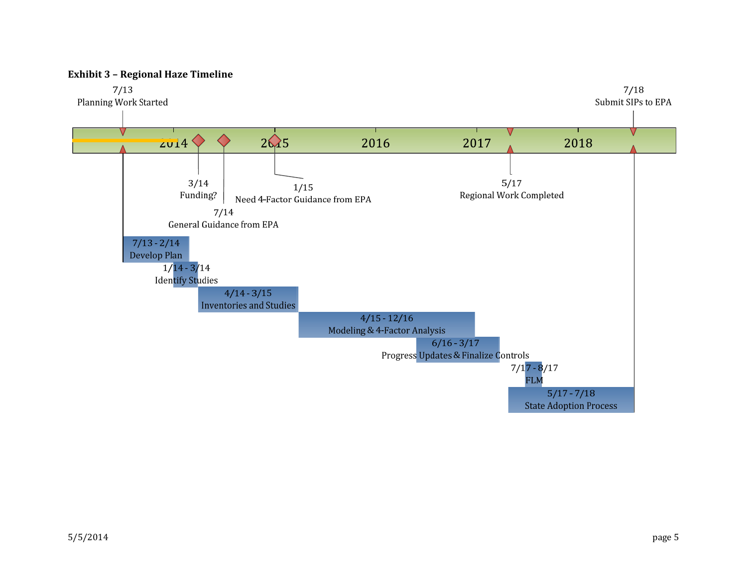**Exhibit 3 – Regional Haze Timeline**

7/13
Planning Work Started

7/18
Submit SIPs to EPA

2014 2015 2016 2017 2018

3/14
Funding?

1/15
Need 4-Factor Guidance from EPA

7/14
General Guidance from EPA

5/17
Regional Work Completed

7/13 - 2/14
Develop Plan

1/14 - 3/14
Identify Studies

4/14 - 3/15
Inventories and Studies

4/15 - 12/16
Modeling & 4-Factor Analysis

6/16 - 3/17
Progress Updates & Finalize Controls

7/17 - 8/17
FLM

5/17 - 7/18
State Adoption Process

5/5/2014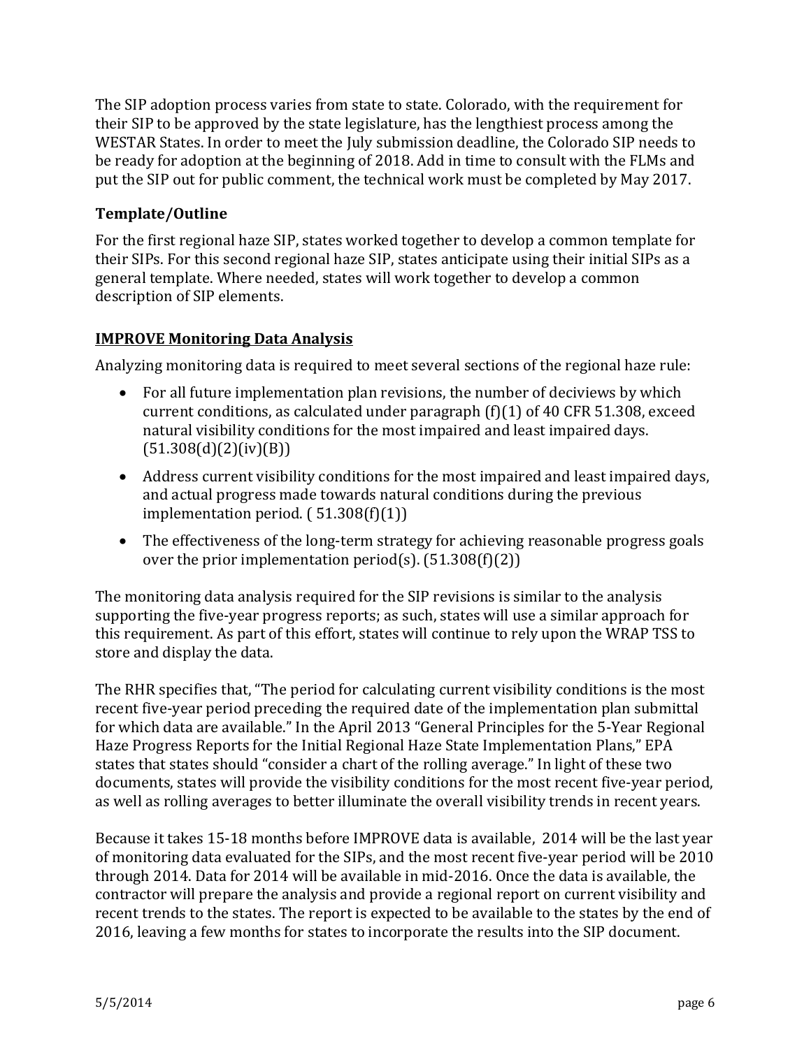The SIP adoption process varies from state to state. Colorado, with the requirement for their SIP to be approved by the state legislature, has the lengthiest process among the WESTAR States. In order to meet the July submission deadline, the Colorado SIP needs to be ready for adoption at the beginning of 2018. Add in time to consult with the FLMs and put the SIP out for public comment, the technical work must be completed by May 2017.

### Template/Outline

For the first regional haze SIP, states worked together to develop a common template for their SIPs. For this second regional haze SIP, states anticipate using their initial SIPs as a general template. Where needed, states will work together to develop a common description of SIP elements.

### IMPROVE Monitoring Data Analysis

Analyzing monitoring data is required to meet several sections of the regional haze rule:

- For all future implementation plan revisions, the number of deciviews by which current conditions, as calculated under paragraph (f)(1) of 40 CFR 51.308, exceed natural visibility conditions for the most impaired and least impaired days. (51.308(d)(2)(iv)(B))
- Address current visibility conditions for the most impaired and least impaired days, and actual progress made towards natural conditions during the previous implementation period. ( 51.308(f)(1))
- The effectiveness of the long-term strategy for achieving reasonable progress goals over the prior implementation period(s). (51.308(f)(2))

The monitoring data analysis required for the SIP revisions is similar to the analysis supporting the five-year progress reports; as such, states will use a similar approach for this requirement. As part of this effort, states will continue to rely upon the WRAP TSS to store and display the data.

The RHR specifies that, "The period for calculating current visibility conditions is the most recent five-year period preceding the required date of the implementation plan submittal for which data are available." In the April 2013 "General Principles for the 5-Year Regional Haze Progress Reports for the Initial Regional Haze State Implementation Plans," EPA states that states should "consider a chart of the rolling average." In light of these two documents, states will provide the visibility conditions for the most recent five-year period, as well as rolling averages to better illuminate the overall visibility trends in recent years.

Because it takes 15-18 months before IMPROVE data is available, 2014 will be the last year of monitoring data evaluated for the SIPs, and the most recent five-year period will be 2010 through 2014. Data for 2014 will be available in mid-2016. Once the data is available, the contractor will prepare the analysis and provide a regional report on current visibility and recent trends to the states. The report is expected to be available to the states by the end of 2016, leaving a few months for states to incorporate the results into the SIP document.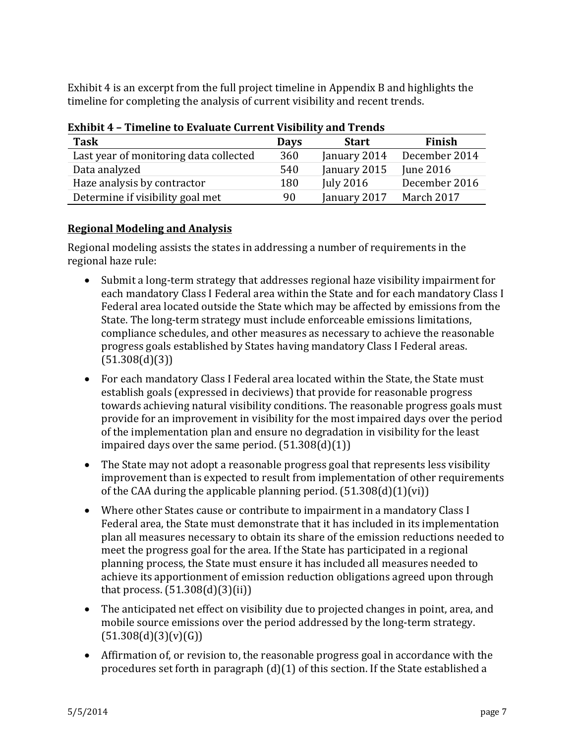Exhibit 4 is an excerpt from the full project timeline in Appendix B and highlights the timeline for completing the analysis of current visibility and recent trends.

**Exhibit 4 – Timeline to Evaluate Current Visibility and Trends**

| Task | Days | Start | Finish |
|---|---|---|---|
| Last year of monitoring data collected | 360 | January 2014 | December 2014 |
| Data analyzed | 540 | January 2015 | June 2016 |
| Haze analysis by contractor | 180 | July 2016 | December 2016 |
| Determine if visibility goal met | 90 | January 2017 | March 2017 |

**Regional Modeling and Analysis**

Regional modeling assists the states in addressing a number of requirements in the regional haze rule:

- Submit a long-term strategy that addresses regional haze visibility impairment for each mandatory Class I Federal area within the State and for each mandatory Class I Federal area located outside the State which may be affected by emissions from the State. The long-term strategy must include enforceable emissions limitations, compliance schedules, and other measures as necessary to achieve the reasonable progress goals established by States having mandatory Class I Federal areas. (51.308(d)(3))
- For each mandatory Class I Federal area located within the State, the State must establish goals (expressed in deciviews) that provide for reasonable progress towards achieving natural visibility conditions. The reasonable progress goals must provide for an improvement in visibility for the most impaired days over the period of the implementation plan and ensure no degradation in visibility for the least impaired days over the same period. (51.308(d)(1))
- The State may not adopt a reasonable progress goal that represents less visibility improvement than is expected to result from implementation of other requirements of the CAA during the applicable planning period. (51.308(d)(1)(vi))
- Where other States cause or contribute to impairment in a mandatory Class I Federal area, the State must demonstrate that it has included in its implementation plan all measures necessary to obtain its share of the emission reductions needed to meet the progress goal for the area. If the State has participated in a regional planning process, the State must ensure it has included all measures needed to achieve its apportionment of emission reduction obligations agreed upon through that process. (51.308(d)(3)(ii))
- The anticipated net effect on visibility due to projected changes in point, area, and mobile source emissions over the period addressed by the long-term strategy. (51.308(d)(3)(v)(G))
- Affirmation of, or revision to, the reasonable progress goal in accordance with the procedures set forth in paragraph (d)(1) of this section. If the State established a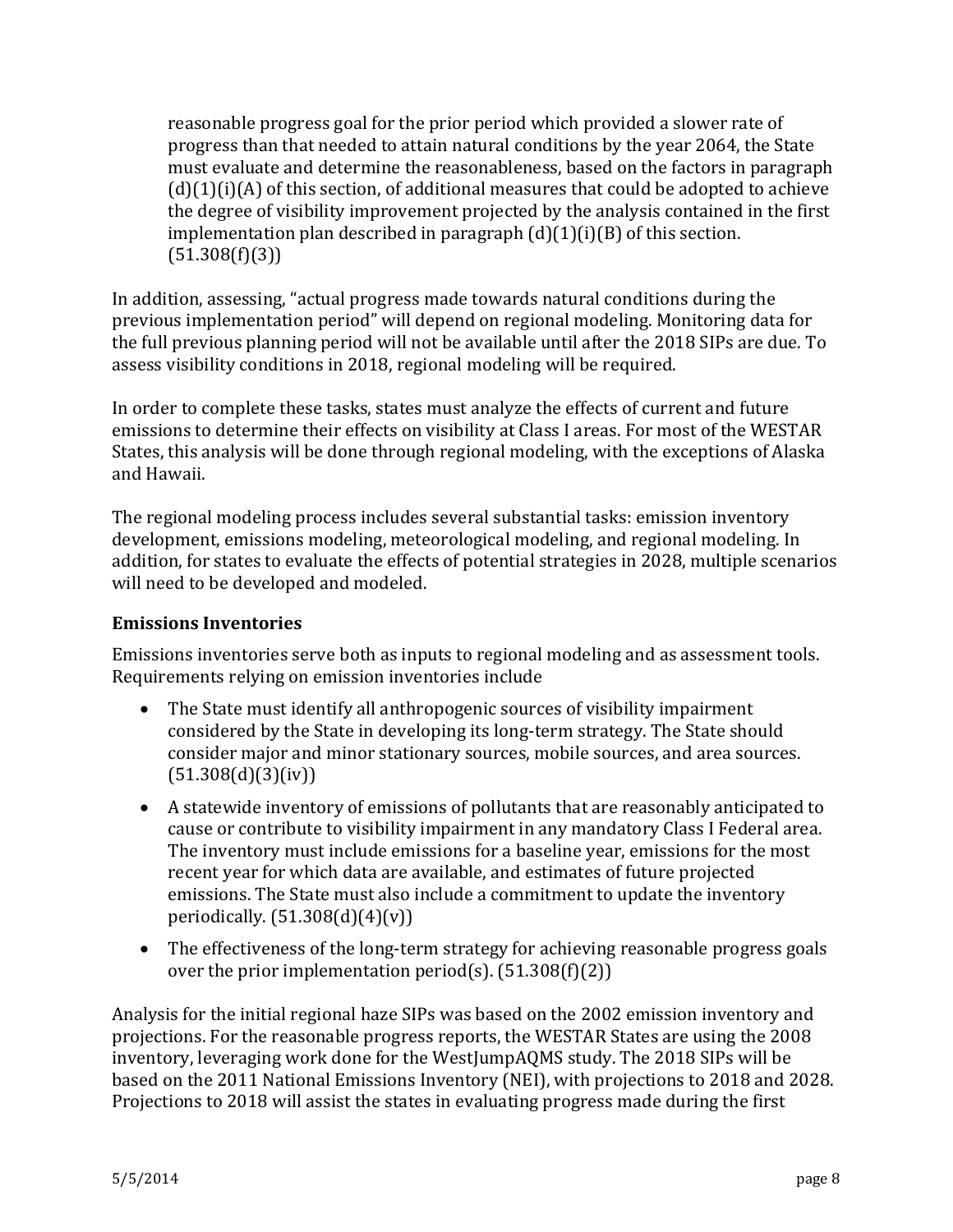> reasonable progress goal for the prior period which provided a slower rate of progress than that needed to attain natural conditions by the year 2064, the State must evaluate and determine the reasonableness, based on the factors in paragraph (d)(1)(i)(A) of this section, of additional measures that could be adopted to achieve the degree of visibility improvement projected by the analysis contained in the first implementation plan described in paragraph (d)(1)(i)(B) of this section. (51.308(f)(3))

In addition, assessing, "actual progress made towards natural conditions during the previous implementation period" will depend on regional modeling. Monitoring data for the full previous planning period will not be available until after the 2018 SIPs are due. To assess visibility conditions in 2018, regional modeling will be required.

In order to complete these tasks, states must analyze the effects of current and future emissions to determine their effects on visibility at Class I areas. For most of the WESTAR States, this analysis will be done through regional modeling, with the exceptions of Alaska and Hawaii.

The regional modeling process includes several substantial tasks: emission inventory development, emissions modeling, meteorological modeling, and regional modeling. In addition, for states to evaluate the effects of potential strategies in 2028, multiple scenarios will need to be developed and modeled.

### Emissions Inventories

Emissions inventories serve both as inputs to regional modeling and as assessment tools. Requirements relying on emission inventories include

- The State must identify all anthropogenic sources of visibility impairment considered by the State in developing its long-term strategy. The State should consider major and minor stationary sources, mobile sources, and area sources. (51.308(d)(3)(iv))
- A statewide inventory of emissions of pollutants that are reasonably anticipated to cause or contribute to visibility impairment in any mandatory Class I Federal area. The inventory must include emissions for a baseline year, emissions for the most recent year for which data are available, and estimates of future projected emissions. The State must also include a commitment to update the inventory periodically. (51.308(d)(4)(v))
- The effectiveness of the long-term strategy for achieving reasonable progress goals over the prior implementation period(s). (51.308(f)(2))

Analysis for the initial regional haze SIPs was based on the 2002 emission inventory and projections. For the reasonable progress reports, the WESTAR States are using the 2008 inventory, leveraging work done for the WestJumpAQMS study. The 2018 SIPs will be based on the 2011 National Emissions Inventory (NEI), with projections to 2018 and 2028. Projections to 2018 will assist the states in evaluating progress made during the first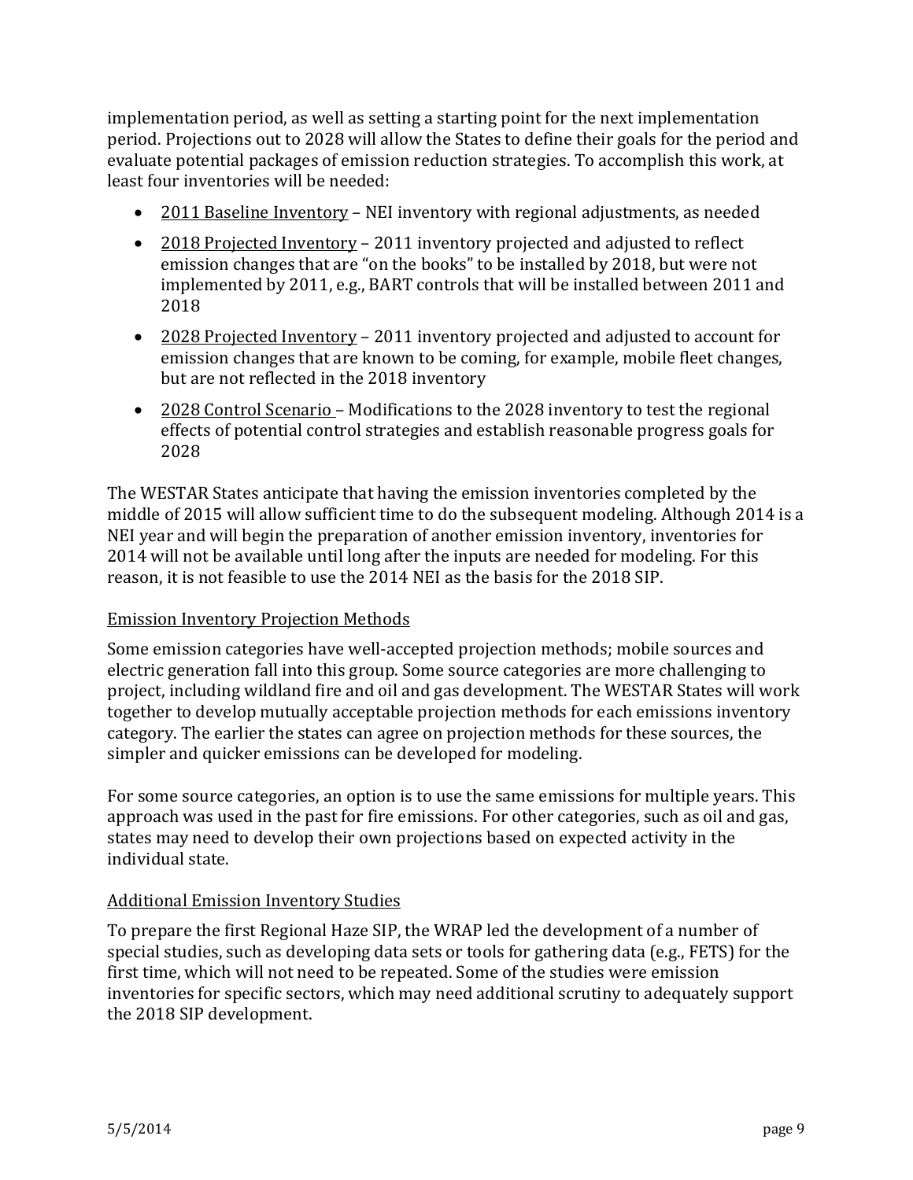implementation period, as well as setting a starting point for the next implementation period. Projections out to 2028 will allow the States to define their goals for the period and evaluate potential packages of emission reduction strategies. To accomplish this work, at least four inventories will be needed:

- <u>2011 Baseline Inventory</u> – NEI inventory with regional adjustments, as needed
- <u>2018 Projected Inventory</u> – 2011 inventory projected and adjusted to reflect emission changes that are "on the books" to be installed by 2018, but were not implemented by 2011, e.g., BART controls that will be installed between 2011 and 2018
- <u>2028 Projected Inventory</u> – 2011 inventory projected and adjusted to account for emission changes that are known to be coming, for example, mobile fleet changes, but are not reflected in the 2018 inventory
- <u>2028 Control Scenario</u> – Modifications to the 2028 inventory to test the regional effects of potential control strategies and establish reasonable progress goals for 2028

The WESTAR States anticipate that having the emission inventories completed by the middle of 2015 will allow sufficient time to do the subsequent modeling. Although 2014 is a NEI year and will begin the preparation of another emission inventory, inventories for 2014 will not be available until long after the inputs are needed for modeling. For this reason, it is not feasible to use the 2014 NEI as the basis for the 2018 SIP.

<u>Emission Inventory Projection Methods</u>

Some emission categories have well-accepted projection methods; mobile sources and electric generation fall into this group. Some source categories are more challenging to project, including wildland fire and oil and gas development. The WESTAR States will work together to develop mutually acceptable projection methods for each emissions inventory category. The earlier the states can agree on projection methods for these sources, the simpler and quicker emissions can be developed for modeling.

For some source categories, an option is to use the same emissions for multiple years. This approach was used in the past for fire emissions. For other categories, such as oil and gas, states may need to develop their own projections based on expected activity in the individual state.

<u>Additional Emission Inventory Studies</u>

To prepare the first Regional Haze SIP, the WRAP led the development of a number of special studies, such as developing data sets or tools for gathering data (e.g., FETS) for the first time, which will not need to be repeated. Some of the studies were emission inventories for specific sectors, which may need additional scrutiny to adequately support the 2018 SIP development.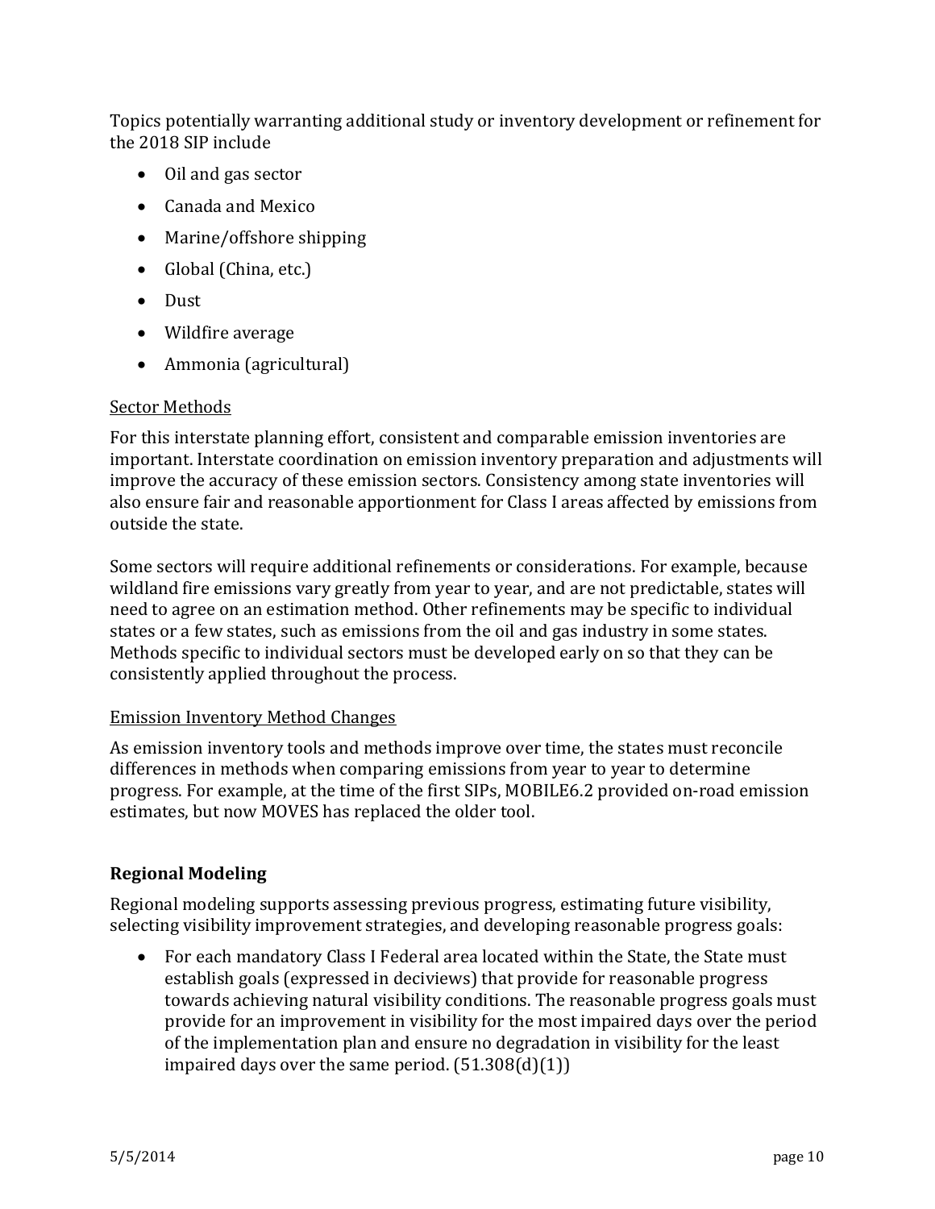Topics potentially warranting additional study or inventory development or refinement for the 2018 SIP include

- Oil and gas sector
- Canada and Mexico
- Marine/offshore shipping
- Global (China, etc.)
- Dust
- Wildfire average
- Ammonia (agricultural)

<u>Sector Methods</u>

For this interstate planning effort, consistent and comparable emission inventories are important. Interstate coordination on emission inventory preparation and adjustments will improve the accuracy of these emission sectors. Consistency among state inventories will also ensure fair and reasonable apportionment for Class I areas affected by emissions from outside the state.

Some sectors will require additional refinements or considerations. For example, because wildland fire emissions vary greatly from year to year, and are not predictable, states will need to agree on an estimation method. Other refinements may be specific to individual states or a few states, such as emissions from the oil and gas industry in some states. Methods specific to individual sectors must be developed early on so that they can be consistently applied throughout the process.

<u>Emission Inventory Method Changes</u>

As emission inventory tools and methods improve over time, the states must reconcile differences in methods when comparing emissions from year to year to determine progress. For example, at the time of the first SIPs, MOBILE6.2 provided on-road emission estimates, but now MOVES has replaced the older tool.

### Regional Modeling

Regional modeling supports assessing previous progress, estimating future visibility, selecting visibility improvement strategies, and developing reasonable progress goals:

- For each mandatory Class I Federal area located within the State, the State must establish goals (expressed in deciviews) that provide for reasonable progress towards achieving natural visibility conditions. The reasonable progress goals must provide for an improvement in visibility for the most impaired days over the period of the implementation plan and ensure no degradation in visibility for the least impaired days over the same period. (51.308(d)(1))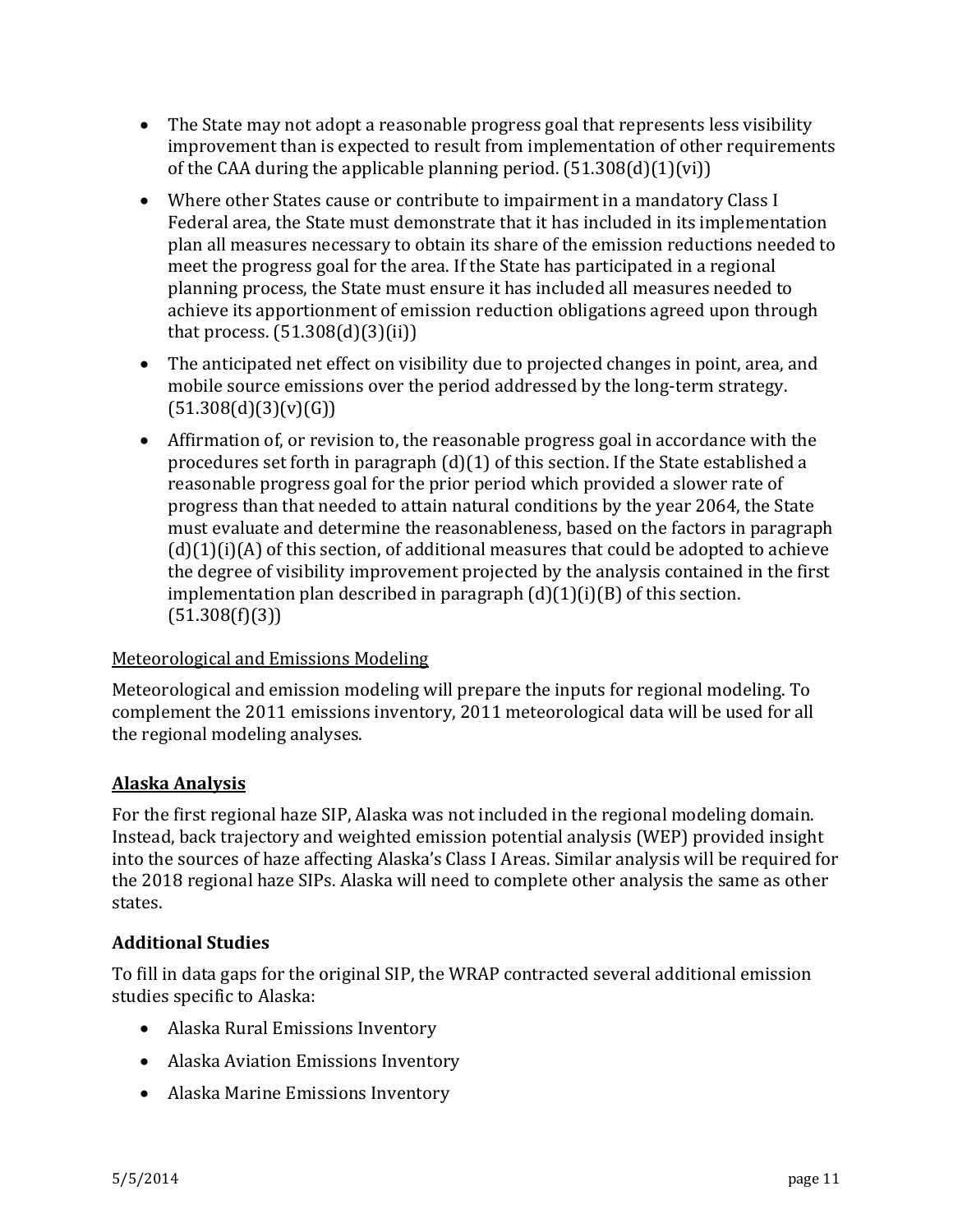- The State may not adopt a reasonable progress goal that represents less visibility improvement than is expected to result from implementation of other requirements of the CAA during the applicable planning period. (51.308(d)(1)(vi))
- Where other States cause or contribute to impairment in a mandatory Class I Federal area, the State must demonstrate that it has included in its implementation plan all measures necessary to obtain its share of the emission reductions needed to meet the progress goal for the area. If the State has participated in a regional planning process, the State must ensure it has included all measures needed to achieve its apportionment of emission reduction obligations agreed upon through that process. (51.308(d)(3)(ii))
- The anticipated net effect on visibility due to projected changes in point, area, and mobile source emissions over the period addressed by the long-term strategy. (51.308(d)(3)(v)(G))
- Affirmation of, or revision to, the reasonable progress goal in accordance with the procedures set forth in paragraph (d)(1) of this section. If the State established a reasonable progress goal for the prior period which provided a slower rate of progress than that needed to attain natural conditions by the year 2064, the State must evaluate and determine the reasonableness, based on the factors in paragraph (d)(1)(i)(A) of this section, of additional measures that could be adopted to achieve the degree of visibility improvement projected by the analysis contained in the first implementation plan described in paragraph (d)(1)(i)(B) of this section. (51.308(f)(3))

Meteorological and Emissions Modeling

Meteorological and emission modeling will prepare the inputs for regional modeling. To complement the 2011 emissions inventory, 2011 meteorological data will be used for all the regional modeling analyses.

### Alaska Analysis

For the first regional haze SIP, Alaska was not included in the regional modeling domain. Instead, back trajectory and weighted emission potential analysis (WEP) provided insight into the sources of haze affecting Alaska's Class I Areas. Similar analysis will be required for the 2018 regional haze SIPs. Alaska will need to complete other analysis the same as other states.

### Additional Studies

To fill in data gaps for the original SIP, the WRAP contracted several additional emission studies specific to Alaska:

- Alaska Rural Emissions Inventory
- Alaska Aviation Emissions Inventory
- Alaska Marine Emissions Inventory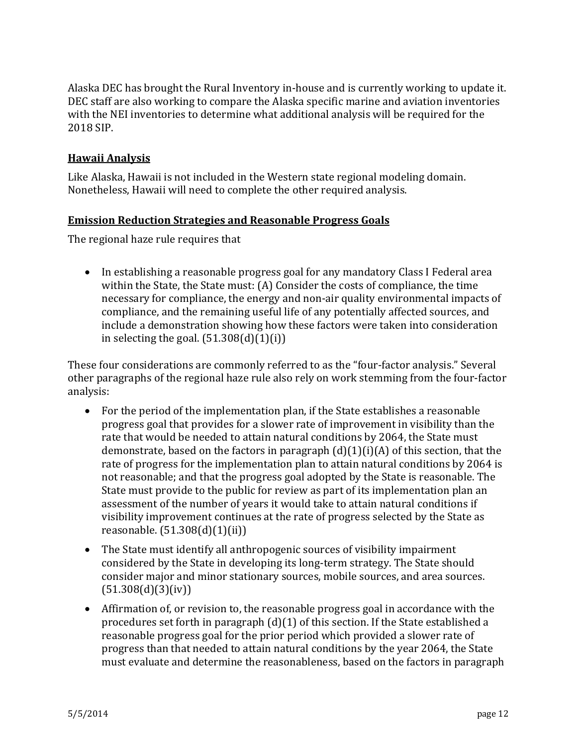Alaska DEC has brought the Rural Inventory in-house and is currently working to update it. DEC staff are also working to compare the Alaska specific marine and aviation inventories with the NEI inventories to determine what additional analysis will be required for the 2018 SIP.

## Hawaii Analysis

Like Alaska, Hawaii is not included in the Western state regional modeling domain. Nonetheless, Hawaii will need to complete the other required analysis.

## Emission Reduction Strategies and Reasonable Progress Goals

The regional haze rule requires that

- In establishing a reasonable progress goal for any mandatory Class I Federal area within the State, the State must: (A) Consider the costs of compliance, the time necessary for compliance, the energy and non-air quality environmental impacts of compliance, and the remaining useful life of any potentially affected sources, and include a demonstration showing how these factors were taken into consideration in selecting the goal. (51.308(d)(1)(i))

These four considerations are commonly referred to as the "four-factor analysis." Several other paragraphs of the regional haze rule also rely on work stemming from the four-factor analysis:

- For the period of the implementation plan, if the State establishes a reasonable progress goal that provides for a slower rate of improvement in visibility than the rate that would be needed to attain natural conditions by 2064, the State must demonstrate, based on the factors in paragraph (d)(1)(i)(A) of this section, that the rate of progress for the implementation plan to attain natural conditions by 2064 is not reasonable; and that the progress goal adopted by the State is reasonable. The State must provide to the public for review as part of its implementation plan an assessment of the number of years it would take to attain natural conditions if visibility improvement continues at the rate of progress selected by the State as reasonable. (51.308(d)(1)(ii))
- The State must identify all anthropogenic sources of visibility impairment considered by the State in developing its long-term strategy. The State should consider major and minor stationary sources, mobile sources, and area sources. (51.308(d)(3)(iv))
- Affirmation of, or revision to, the reasonable progress goal in accordance with the procedures set forth in paragraph (d)(1) of this section. If the State established a reasonable progress goal for the prior period which provided a slower rate of progress than that needed to attain natural conditions by the year 2064, the State must evaluate and determine the reasonableness, based on the factors in paragraph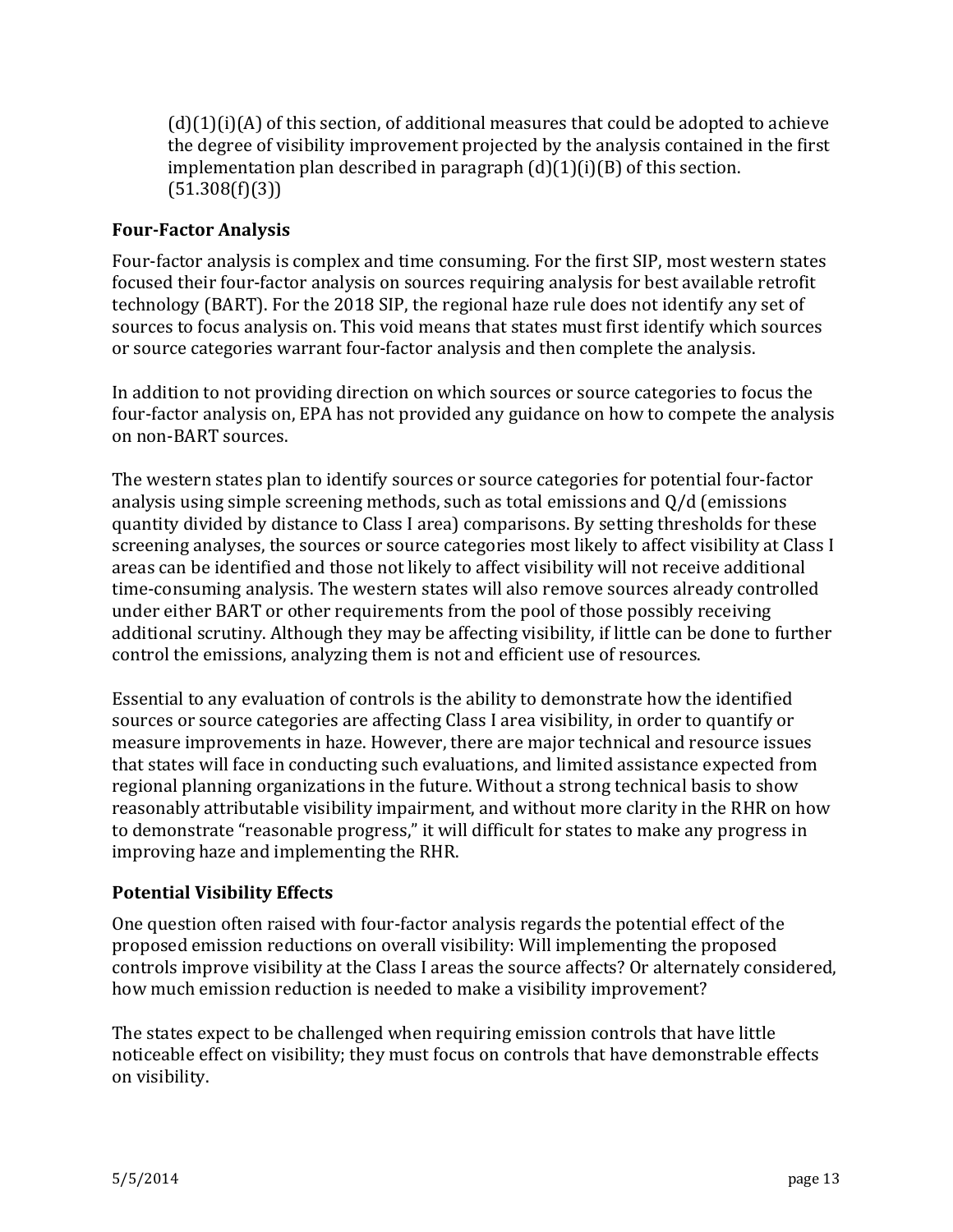(d)(1)(i)(A) of this section, of additional measures that could be adopted to achieve the degree of visibility improvement projected by the analysis contained in the first implementation plan described in paragraph (d)(1)(i)(B) of this section. (51.308(f)(3))

### Four-Factor Analysis

Four-factor analysis is complex and time consuming. For the first SIP, most western states focused their four-factor analysis on sources requiring analysis for best available retrofit technology (BART). For the 2018 SIP, the regional haze rule does not identify any set of sources to focus analysis on. This void means that states must first identify which sources or source categories warrant four-factor analysis and then complete the analysis.

In addition to not providing direction on which sources or source categories to focus the four-factor analysis on, EPA has not provided any guidance on how to compete the analysis on non-BART sources.

The western states plan to identify sources or source categories for potential four-factor analysis using simple screening methods, such as total emissions and Q/d (emissions quantity divided by distance to Class I area) comparisons. By setting thresholds for these screening analyses, the sources or source categories most likely to affect visibility at Class I areas can be identified and those not likely to affect visibility will not receive additional time-consuming analysis. The western states will also remove sources already controlled under either BART or other requirements from the pool of those possibly receiving additional scrutiny. Although they may be affecting visibility, if little can be done to further control the emissions, analyzing them is not and efficient use of resources.

Essential to any evaluation of controls is the ability to demonstrate how the identified sources or source categories are affecting Class I area visibility, in order to quantify or measure improvements in haze. However, there are major technical and resource issues that states will face in conducting such evaluations, and limited assistance expected from regional planning organizations in the future. Without a strong technical basis to show reasonably attributable visibility impairment, and without more clarity in the RHR on how to demonstrate "reasonable progress," it will difficult for states to make any progress in improving haze and implementing the RHR.

### Potential Visibility Effects

One question often raised with four-factor analysis regards the potential effect of the proposed emission reductions on overall visibility: Will implementing the proposed controls improve visibility at the Class I areas the source affects? Or alternately considered, how much emission reduction is needed to make a visibility improvement?

The states expect to be challenged when requiring emission controls that have little noticeable effect on visibility; they must focus on controls that have demonstrable effects on visibility.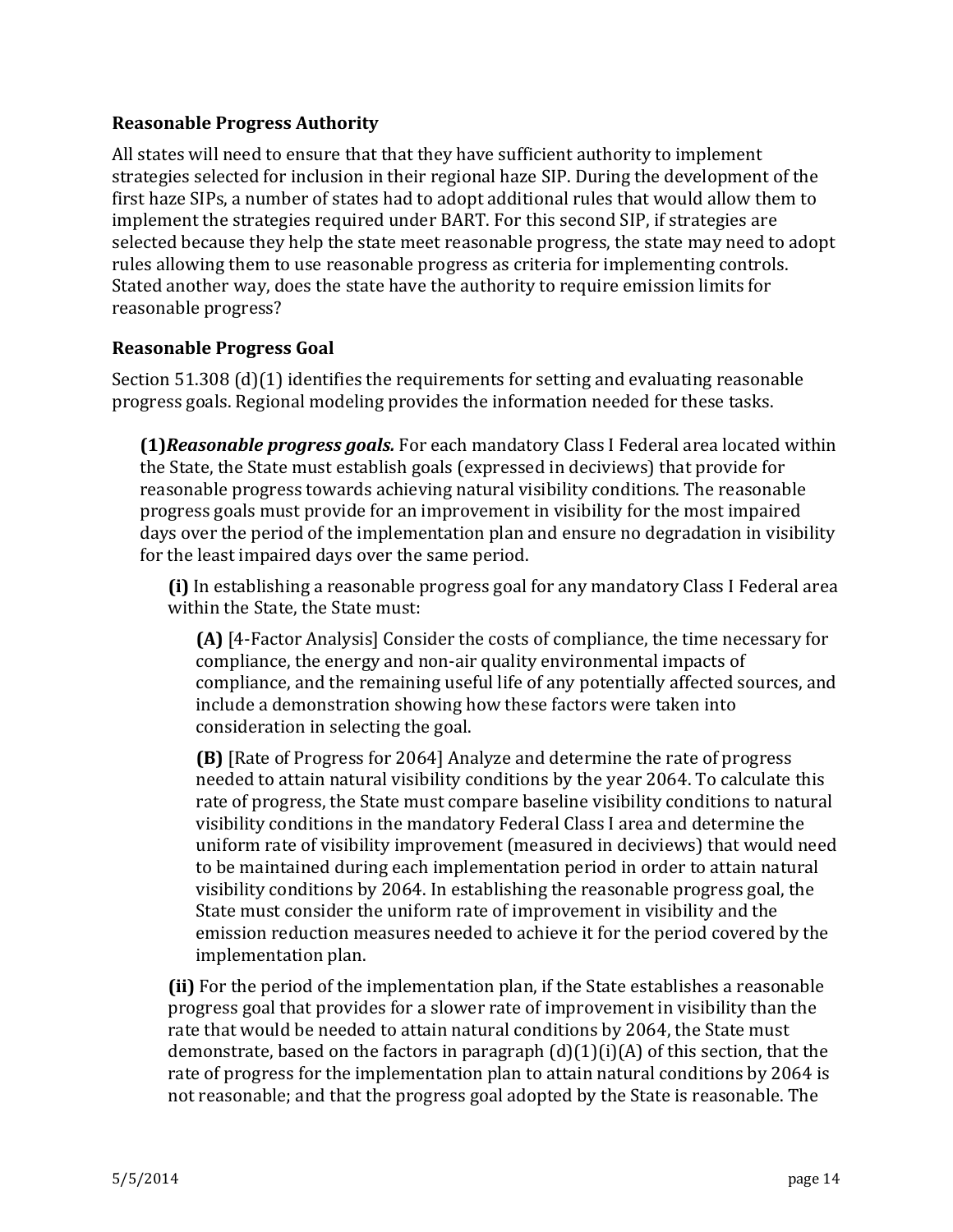### Reasonable Progress Authority

All states will need to ensure that that they have sufficient authority to implement strategies selected for inclusion in their regional haze SIP. During the development of the first haze SIPs, a number of states had to adopt additional rules that would allow them to implement the strategies required under BART. For this second SIP, if strategies are selected because they help the state meet reasonable progress, the state may need to adopt rules allowing them to use reasonable progress as criteria for implementing controls. Stated another way, does the state have the authority to require emission limits for reasonable progress?

### Reasonable Progress Goal

Section 51.308 (d)(1) identifies the requirements for setting and evaluating reasonable progress goals. Regional modeling provides the information needed for these tasks.

> **(1)** ***Reasonable progress goals.*** For each mandatory Class I Federal area located within the State, the State must establish goals (expressed in deciviews) that provide for reasonable progress towards achieving natural visibility conditions. The reasonable progress goals must provide for an improvement in visibility for the most impaired days over the period of the implementation plan and ensure no degradation in visibility for the least impaired days over the same period.
>
> > **(i)** In establishing a reasonable progress goal for any mandatory Class I Federal area within the State, the State must:
> >
> > > **(A)** [4-Factor Analysis] Consider the costs of compliance, the time necessary for compliance, the energy and non-air quality environmental impacts of compliance, and the remaining useful life of any potentially affected sources, and include a demonstration showing how these factors were taken into consideration in selecting the goal.
> > >
> > > **(B)** [Rate of Progress for 2064] Analyze and determine the rate of progress needed to attain natural visibility conditions by the year 2064. To calculate this rate of progress, the State must compare baseline visibility conditions to natural visibility conditions in the mandatory Federal Class I area and determine the uniform rate of visibility improvement (measured in deciviews) that would need to be maintained during each implementation period in order to attain natural visibility conditions by 2064. In establishing the reasonable progress goal, the State must consider the uniform rate of improvement in visibility and the emission reduction measures needed to achieve it for the period covered by the implementation plan.
> >
> > **(ii)** For the period of the implementation plan, if the State establishes a reasonable progress goal that provides for a slower rate of improvement in visibility than the rate that would be needed to attain natural conditions by 2064, the State must demonstrate, based on the factors in paragraph (d)(1)(i)(A) of this section, that the rate of progress for the implementation plan to attain natural conditions by 2064 is not reasonable; and that the progress goal adopted by the State is reasonable. The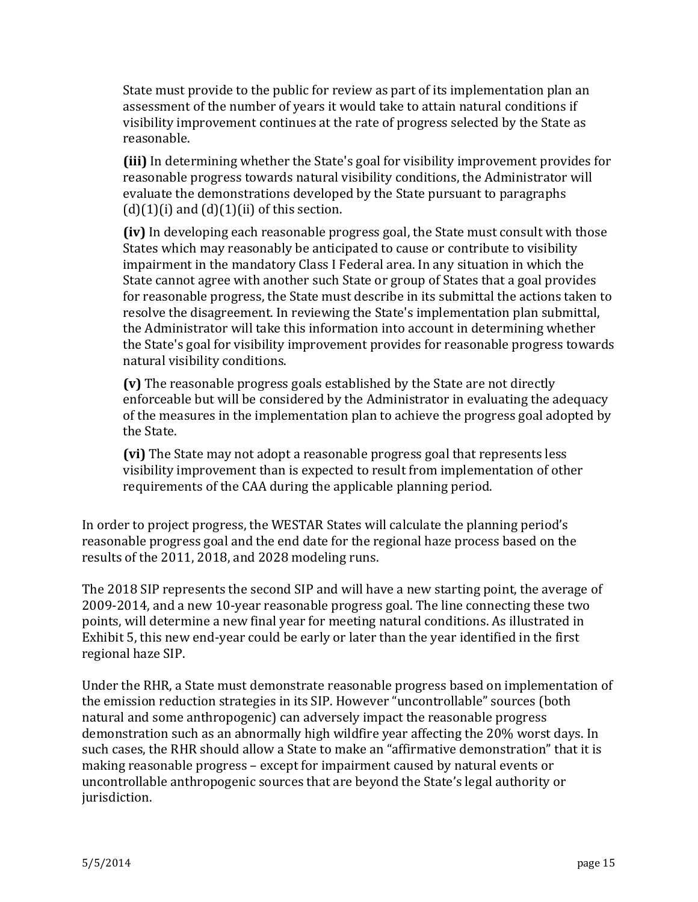State must provide to the public for review as part of its implementation plan an assessment of the number of years it would take to attain natural conditions if visibility improvement continues at the rate of progress selected by the State as reasonable.

> **(iii)** In determining whether the State's goal for visibility improvement provides for reasonable progress towards natural visibility conditions, the Administrator will evaluate the demonstrations developed by the State pursuant to paragraphs (d)(1)(i) and (d)(1)(ii) of this section.
>
> **(iv)** In developing each reasonable progress goal, the State must consult with those States which may reasonably be anticipated to cause or contribute to visibility impairment in the mandatory Class I Federal area. In any situation in which the State cannot agree with another such State or group of States that a goal provides for reasonable progress, the State must describe in its submittal the actions taken to resolve the disagreement. In reviewing the State's implementation plan submittal, the Administrator will take this information into account in determining whether the State's goal for visibility improvement provides for reasonable progress towards natural visibility conditions.
>
> **(v)** The reasonable progress goals established by the State are not directly enforceable but will be considered by the Administrator in evaluating the adequacy of the measures in the implementation plan to achieve the progress goal adopted by the State.
>
> **(vi)** The State may not adopt a reasonable progress goal that represents less visibility improvement than is expected to result from implementation of other requirements of the CAA during the applicable planning period.

In order to project progress, the WESTAR States will calculate the planning period's reasonable progress goal and the end date for the regional haze process based on the results of the 2011, 2018, and 2028 modeling runs.

The 2018 SIP represents the second SIP and will have a new starting point, the average of 2009-2014, and a new 10-year reasonable progress goal. The line connecting these two points, will determine a new final year for meeting natural conditions. As illustrated in Exhibit 5, this new end-year could be early or later than the year identified in the first regional haze SIP.

Under the RHR, a State must demonstrate reasonable progress based on implementation of the emission reduction strategies in its SIP. However "uncontrollable" sources (both natural and some anthropogenic) can adversely impact the reasonable progress demonstration such as an abnormally high wildfire year affecting the 20% worst days. In such cases, the RHR should allow a State to make an "affirmative demonstration" that it is making reasonable progress – except for impairment caused by natural events or uncontrollable anthropogenic sources that are beyond the State's legal authority or jurisdiction.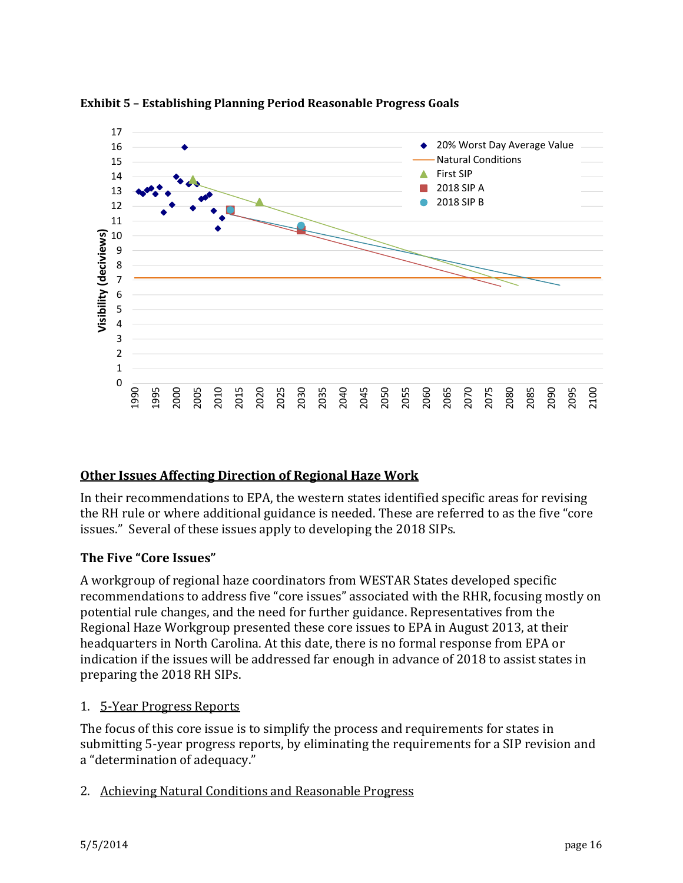**Exhibit 5 – Establishing Planning Period Reasonable Progress Goals**

## Other Issues Affecting Direction of Regional Haze Work

In their recommendations to EPA, the western states identified specific areas for revising the RH rule or where additional guidance is needed. These are referred to as the five "core issues." Several of these issues apply to developing the 2018 SIPs.

### The Five "Core Issues"

A workgroup of regional haze coordinators from WESTAR States developed specific recommendations to address five "core issues" associated with the RHR, focusing mostly on potential rule changes, and the need for further guidance. Representatives from the Regional Haze Workgroup presented these core issues to EPA in August 2013, at their headquarters in North Carolina. At this date, there is no formal response from EPA or indication if the issues will be addressed far enough in advance of 2018 to assist states in preparing the 2018 RH SIPs.

1. 5-Year Progress Reports

The focus of this core issue is to simplify the process and requirements for states in submitting 5-year progress reports, by eliminating the requirements for a SIP revision and a "determination of adequacy."

2. Achieving Natural Conditions and Reasonable Progress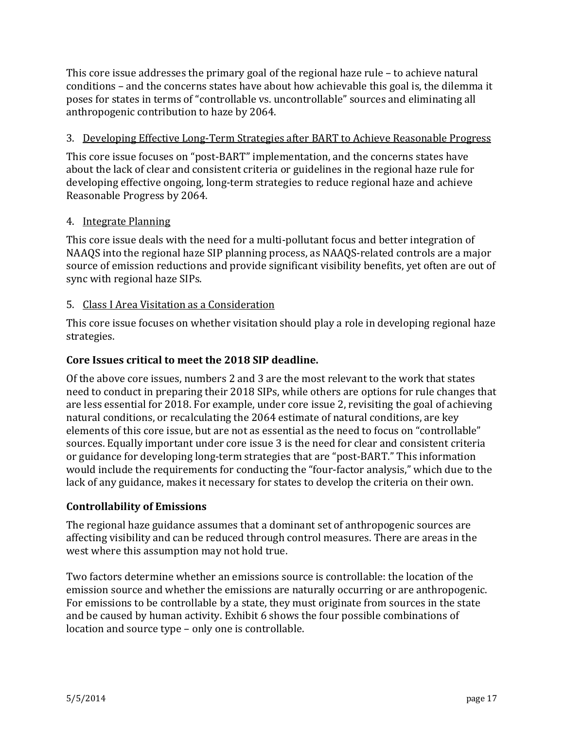This core issue addresses the primary goal of the regional haze rule – to achieve natural conditions – and the concerns states have about how achievable this goal is, the dilemma it poses for states in terms of "controllable vs. uncontrollable" sources and eliminating all anthropogenic contribution to haze by 2064.

3. Developing Effective Long-Term Strategies after BART to Achieve Reasonable Progress

This core issue focuses on "post-BART" implementation, and the concerns states have about the lack of clear and consistent criteria or guidelines in the regional haze rule for developing effective ongoing, long-term strategies to reduce regional haze and achieve Reasonable Progress by 2064.

4. Integrate Planning

This core issue deals with the need for a multi-pollutant focus and better integration of NAAQS into the regional haze SIP planning process, as NAAQS-related controls are a major source of emission reductions and provide significant visibility benefits, yet often are out of sync with regional haze SIPs.

5. Class I Area Visitation as a Consideration

This core issue focuses on whether visitation should play a role in developing regional haze strategies.

### Core Issues critical to meet the 2018 SIP deadline.

Of the above core issues, numbers 2 and 3 are the most relevant to the work that states need to conduct in preparing their 2018 SIPs, while others are options for rule changes that are less essential for 2018. For example, under core issue 2, revisiting the goal of achieving natural conditions, or recalculating the 2064 estimate of natural conditions, are key elements of this core issue, but are not as essential as the need to focus on "controllable" sources. Equally important under core issue 3 is the need for clear and consistent criteria or guidance for developing long-term strategies that are "post-BART." This information would include the requirements for conducting the "four-factor analysis," which due to the lack of any guidance, makes it necessary for states to develop the criteria on their own.

### Controllability of Emissions

The regional haze guidance assumes that a dominant set of anthropogenic sources are affecting visibility and can be reduced through control measures. There are areas in the west where this assumption may not hold true.

Two factors determine whether an emissions source is controllable: the location of the emission source and whether the emissions are naturally occurring or are anthropogenic. For emissions to be controllable by a state, they must originate from sources in the state and be caused by human activity. Exhibit 6 shows the four possible combinations of location and source type – only one is controllable.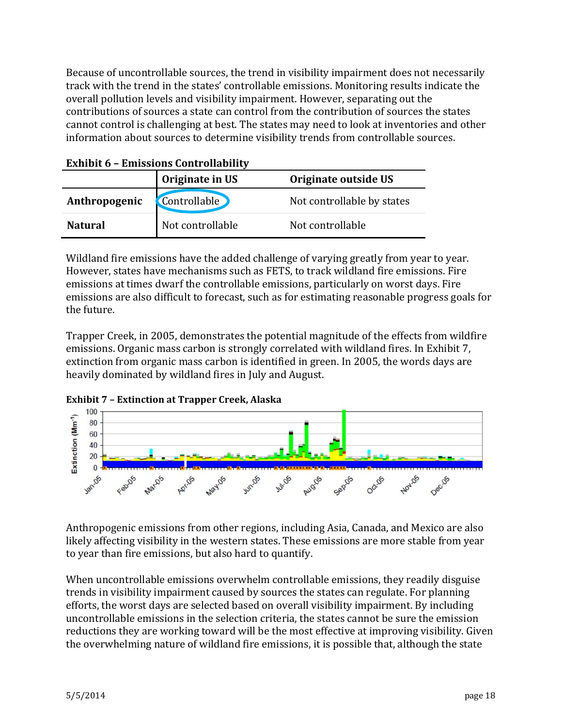Because of uncontrollable sources, the trend in visibility impairment does not necessarily track with the trend in the states' controllable emissions. Monitoring results indicate the overall pollution levels and visibility impairment. However, separating out the contributions of sources a state can control from the contribution of sources the states cannot control is challenging at best. The states may need to look at inventories and other information about sources to determine visibility trends from controllable sources.

**Exhibit 6 – Emissions Controllability**

| | Originate in US | Originate outside US |
|---|---|---|
| **Anthropogenic** | Controllable | Not controllable by states |
| **Natural** | Not controllable | Not controllable |

Wildland fire emissions have the added challenge of varying greatly from year to year. However, states have mechanisms such as FETS, to track wildland fire emissions. Fire emissions at times dwarf the controllable emissions, particularly on worst days. Fire emissions are also difficult to forecast, such as for estimating reasonable progress goals for the future.

Trapper Creek, in 2005, demonstrates the potential magnitude of the effects from wildfire emissions. Organic mass carbon is strongly correlated with wildland fires. In Exhibit 7, extinction from organic mass carbon is identified in green. In 2005, the words days are heavily dominated by wildland fires in July and August.

**Exhibit 7 – Extinction at Trapper Creek, Alaska**

Anthropogenic emissions from other regions, including Asia, Canada, and Mexico are also likely affecting visibility in the western states. These emissions are more stable from year to year than fire emissions, but also hard to quantify.

When uncontrollable emissions overwhelm controllable emissions, they readily disguise trends in visibility impairment caused by sources the states can regulate. For planning efforts, the worst days are selected based on overall visibility impairment. By including uncontrollable emissions in the selection criteria, the states cannot be sure the emission reductions they are working toward will be the most effective at improving visibility. Given the overwhelming nature of wildland fire emissions, it is possible that, although the state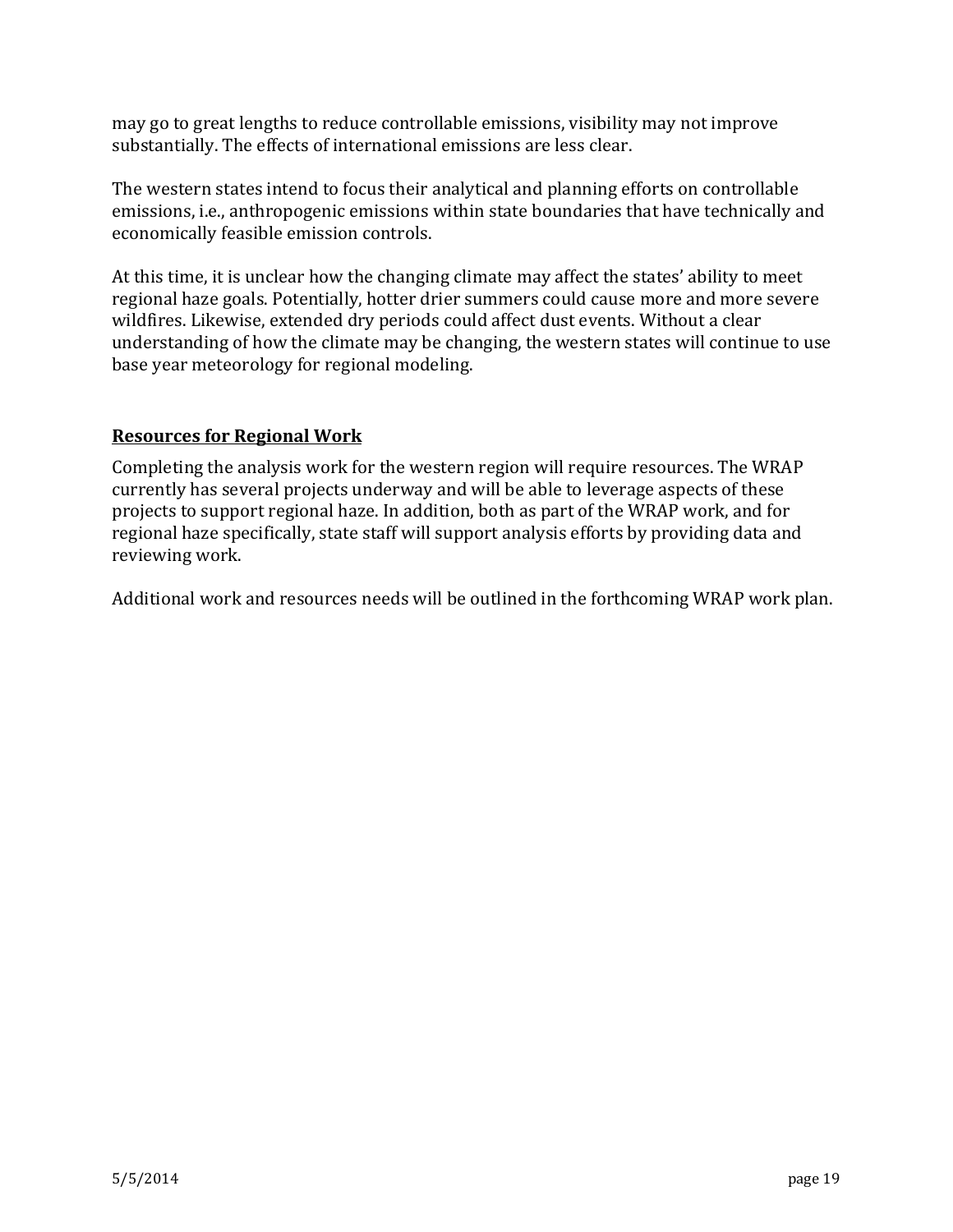may go to great lengths to reduce controllable emissions, visibility may not improve substantially. The effects of international emissions are less clear.

The western states intend to focus their analytical and planning efforts on controllable emissions, i.e., anthropogenic emissions within state boundaries that have technically and economically feasible emission controls.

At this time, it is unclear how the changing climate may affect the states' ability to meet regional haze goals. Potentially, hotter drier summers could cause more and more severe wildfires. Likewise, extended dry periods could affect dust events. Without a clear understanding of how the climate may be changing, the western states will continue to use base year meteorology for regional modeling.

## Resources for Regional Work

Completing the analysis work for the western region will require resources. The WRAP currently has several projects underway and will be able to leverage aspects of these projects to support regional haze. In addition, both as part of the WRAP work, and for regional haze specifically, state staff will support analysis efforts by providing data and reviewing work.

Additional work and resources needs will be outlined in the forthcoming WRAP work plan.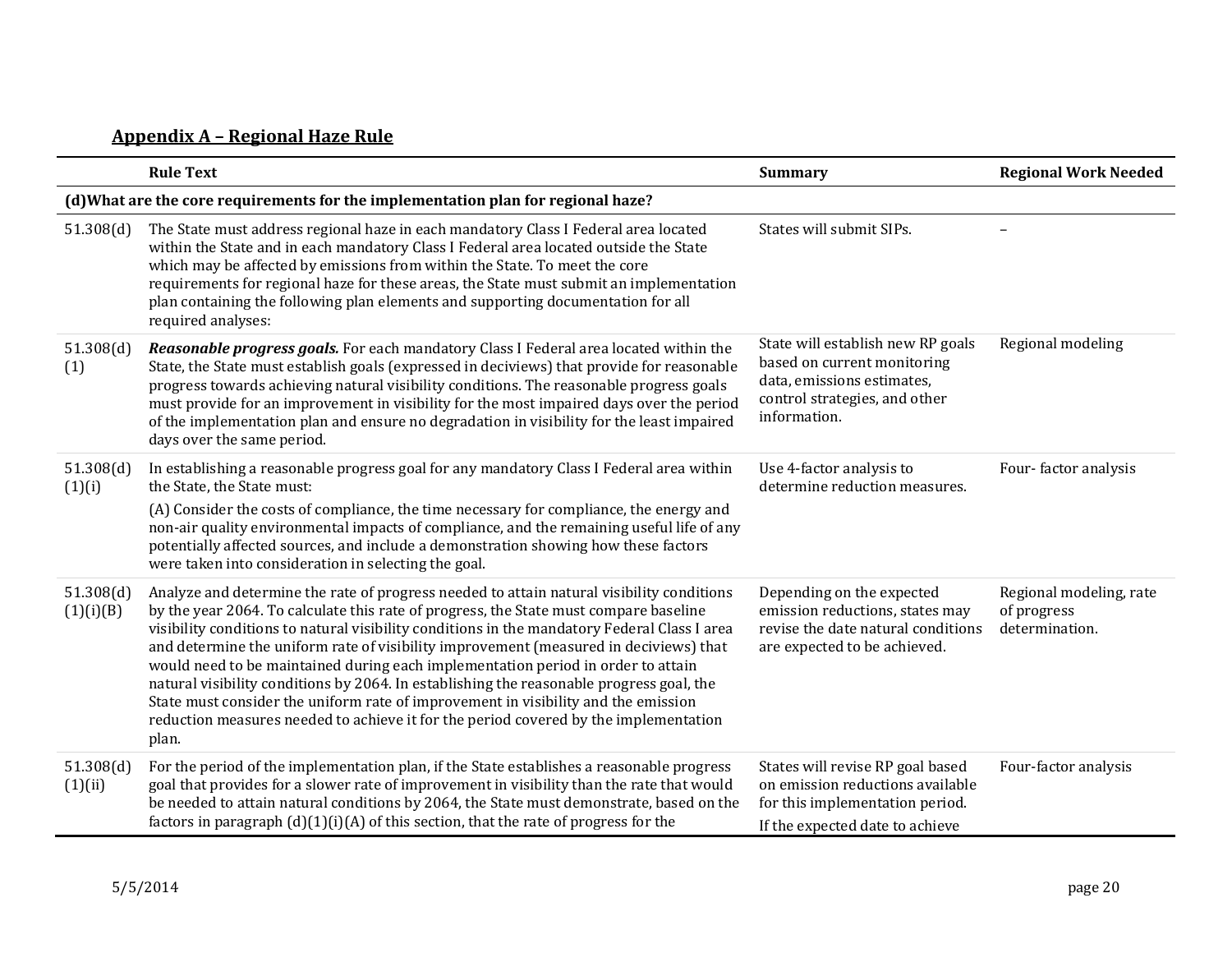## Appendix A – Regional Haze Rule

| | Rule Text | Summary | Regional Work Needed |
|---|---|---|---|
| **(d)What are the core requirements for the implementation plan for regional haze?** | | | |
| 51.308(d) | The State must address regional haze in each mandatory Class I Federal area located within the State and in each mandatory Class I Federal area located outside the State which may be affected by emissions from within the State. To meet the core requirements for regional haze for these areas, the State must submit an implementation plan containing the following plan elements and supporting documentation for all required analyses: | States will submit SIPs. | – |
| 51.308(d)(1) | ***Reasonable progress goals.*** For each mandatory Class I Federal area located within the State, the State must establish goals (expressed in deciviews) that provide for reasonable progress towards achieving natural visibility conditions. The reasonable progress goals must provide for an improvement in visibility for the most impaired days over the period of the implementation plan and ensure no degradation in visibility for the least impaired days over the same period. | State will establish new RP goals based on current monitoring data, emissions estimates, control strategies, and other information. | Regional modeling |
| 51.308(d)(1)(i) | In establishing a reasonable progress goal for any mandatory Class I Federal area within the State, the State must:<br>(A) Consider the costs of compliance, the time necessary for compliance, the energy and non-air quality environmental impacts of compliance, and the remaining useful life of any potentially affected sources, and include a demonstration showing how these factors were taken into consideration in selecting the goal. | Use 4-factor analysis to determine reduction measures. | Four- factor analysis |
| 51.308(d)(1)(i)(B) | Analyze and determine the rate of progress needed to attain natural visibility conditions by the year 2064. To calculate this rate of progress, the State must compare baseline visibility conditions to natural visibility conditions in the mandatory Federal Class I area and determine the uniform rate of visibility improvement (measured in deciviews) that would need to be maintained during each implementation period in order to attain natural visibility conditions by 2064. In establishing the reasonable progress goal, the State must consider the uniform rate of improvement in visibility and the emission reduction measures needed to achieve it for the period covered by the implementation plan. | Depending on the expected emission reductions, states may revise the date natural conditions are expected to be achieved. | Regional modeling, rate of progress determination. |
| 51.308(d)(1)(ii) | For the period of the implementation plan, if the State establishes a reasonable progress goal that provides for a slower rate of improvement in visibility than the rate that would be needed to attain natural conditions by 2064, the State must demonstrate, based on the factors in paragraph (d)(1)(i)(A) of this section, that the rate of progress for the | States will revise RP goal based on emission reductions available for this implementation period.<br>If the expected date to achieve | Four-factor analysis |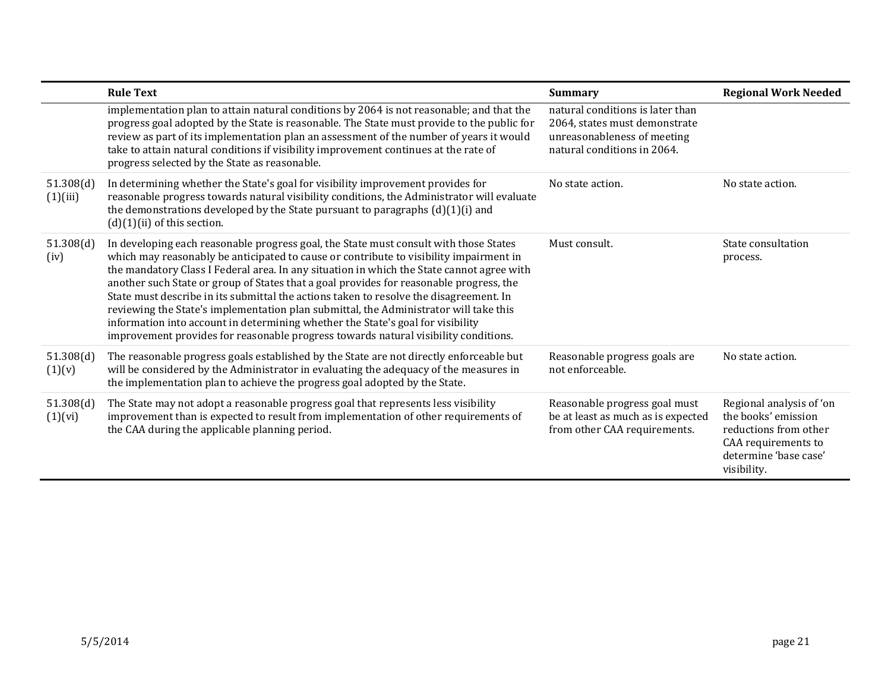| | Rule Text | Summary | Regional Work Needed |
|---|---|---|---|
| | implementation plan to attain natural conditions by 2064 is not reasonable; and that the progress goal adopted by the State is reasonable. The State must provide to the public for review as part of its implementation plan an assessment of the number of years it would take to attain natural conditions if visibility improvement continues at the rate of progress selected by the State as reasonable. | natural conditions is later than 2064, states must demonstrate unreasonableness of meeting natural conditions in 2064. | |
| 51.308(d)(1)(iii) | In determining whether the State's goal for visibility improvement provides for reasonable progress towards natural visibility conditions, the Administrator will evaluate the demonstrations developed by the State pursuant to paragraphs (d)(1)(i) and (d)(1)(ii) of this section. | No state action. | No state action. |
| 51.308(d)(iv) | In developing each reasonable progress goal, the State must consult with those States which may reasonably be anticipated to cause or contribute to visibility impairment in the mandatory Class I Federal area. In any situation in which the State cannot agree with another such State or group of States that a goal provides for reasonable progress, the State must describe in its submittal the actions taken to resolve the disagreement. In reviewing the State's implementation plan submittal, the Administrator will take this information into account in determining whether the State's goal for visibility improvement provides for reasonable progress towards natural visibility conditions. | Must consult. | State consultation process. |
| 51.308(d)(1)(v) | The reasonable progress goals established by the State are not directly enforceable but will be considered by the Administrator in evaluating the adequacy of the measures in the implementation plan to achieve the progress goal adopted by the State. | Reasonable progress goals are not enforceable. | No state action. |
| 51.308(d)(1)(vi) | The State may not adopt a reasonable progress goal that represents less visibility improvement than is expected to result from implementation of other requirements of the CAA during the applicable planning period. | Reasonable progress goal must be at least as much as is expected from other CAA requirements. | Regional analysis of 'on the books' emission reductions from other CAA requirements to determine 'base case' visibility. |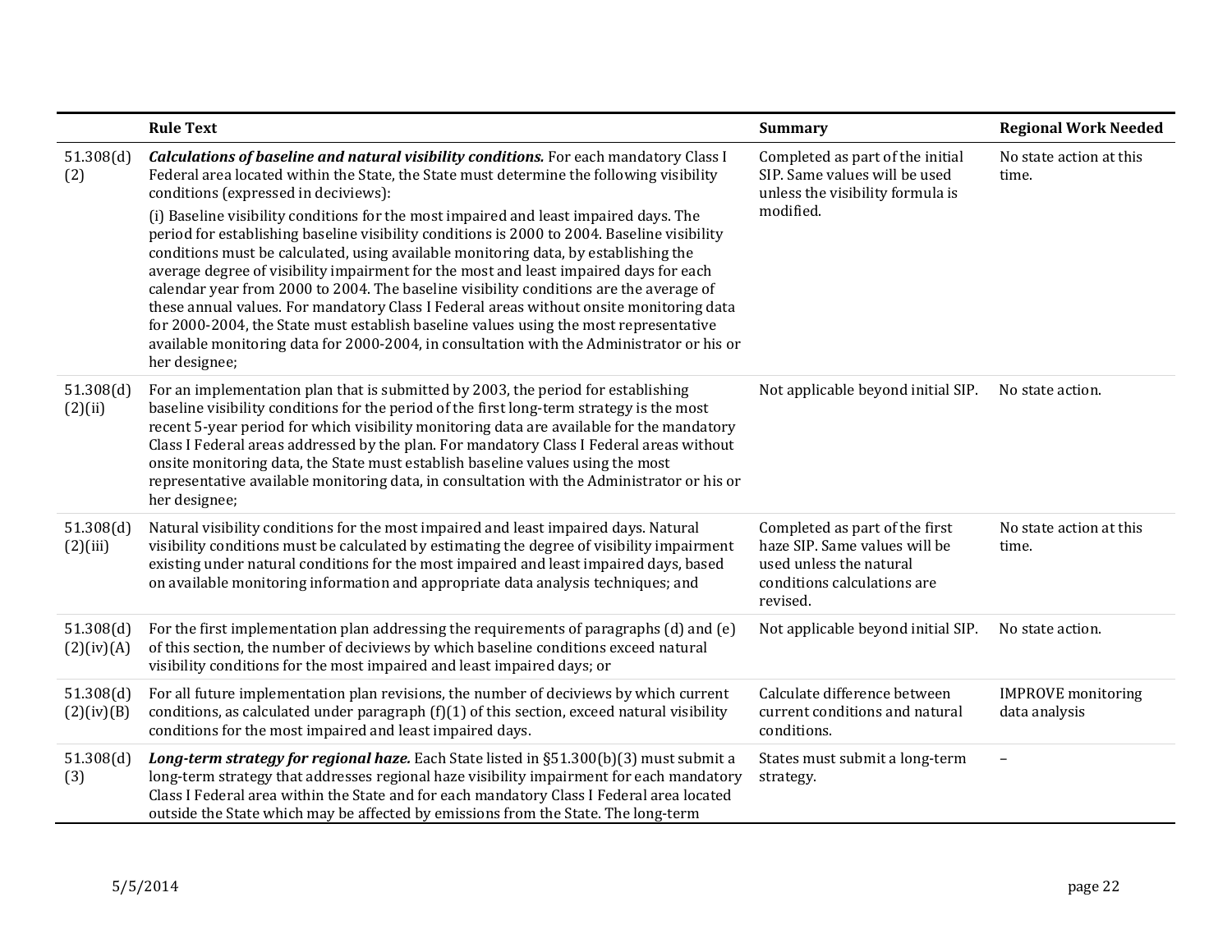| | Rule Text | Summary | Regional Work Needed |
|---|---|---|---|
| 51.308(d)(2) | ***Calculations of baseline and natural visibility conditions.*** For each mandatory Class I Federal area located within the State, the State must determine the following visibility conditions (expressed in deciviews):<br><br>(i) Baseline visibility conditions for the most impaired and least impaired days. The period for establishing baseline visibility conditions is 2000 to 2004. Baseline visibility conditions must be calculated, using available monitoring data, by establishing the average degree of visibility impairment for the most and least impaired days for each calendar year from 2000 to 2004. The baseline visibility conditions are the average of these annual values. For mandatory Class I Federal areas without onsite monitoring data for 2000-2004, the State must establish baseline values using the most representative available monitoring data for 2000-2004, in consultation with the Administrator or his or her designee; | Completed as part of the initial SIP. Same values will be used unless the visibility formula is modified. | No state action at this time. |
| 51.308(d)(2)(ii) | For an implementation plan that is submitted by 2003, the period for establishing baseline visibility conditions for the period of the first long-term strategy is the most recent 5-year period for which visibility monitoring data are available for the mandatory Class I Federal areas addressed by the plan. For mandatory Class I Federal areas without onsite monitoring data, the State must establish baseline values using the most representative available monitoring data, in consultation with the Administrator or his or her designee; | Not applicable beyond initial SIP. | No state action. |
| 51.308(d)(2)(iii) | Natural visibility conditions for the most impaired and least impaired days. Natural visibility conditions must be calculated by estimating the degree of visibility impairment existing under natural conditions for the most impaired and least impaired days, based on available monitoring information and appropriate data analysis techniques; and | Completed as part of the first haze SIP. Same values will be used unless the natural conditions calculations are revised. | No state action at this time. |
| 51.308(d)(2)(iv)(A) | For the first implementation plan addressing the requirements of paragraphs (d) and (e) of this section, the number of deciviews by which baseline conditions exceed natural visibility conditions for the most impaired and least impaired days; or | Not applicable beyond initial SIP. | No state action. |
| 51.308(d)(2)(iv)(B) | For all future implementation plan revisions, the number of deciviews by which current conditions, as calculated under paragraph (f)(1) of this section, exceed natural visibility conditions for the most impaired and least impaired days. | Calculate difference between current conditions and natural conditions. | IMPROVE monitoring data analysis |
| 51.308(d)(3) | ***Long-term strategy for regional haze.*** Each State listed in §51.300(b)(3) must submit a long-term strategy that addresses regional haze visibility impairment for each mandatory Class I Federal area within the State and for each mandatory Class I Federal area located outside the State which may be affected by emissions from the State. The long-term | States must submit a long-term strategy. | – |

5/5/2014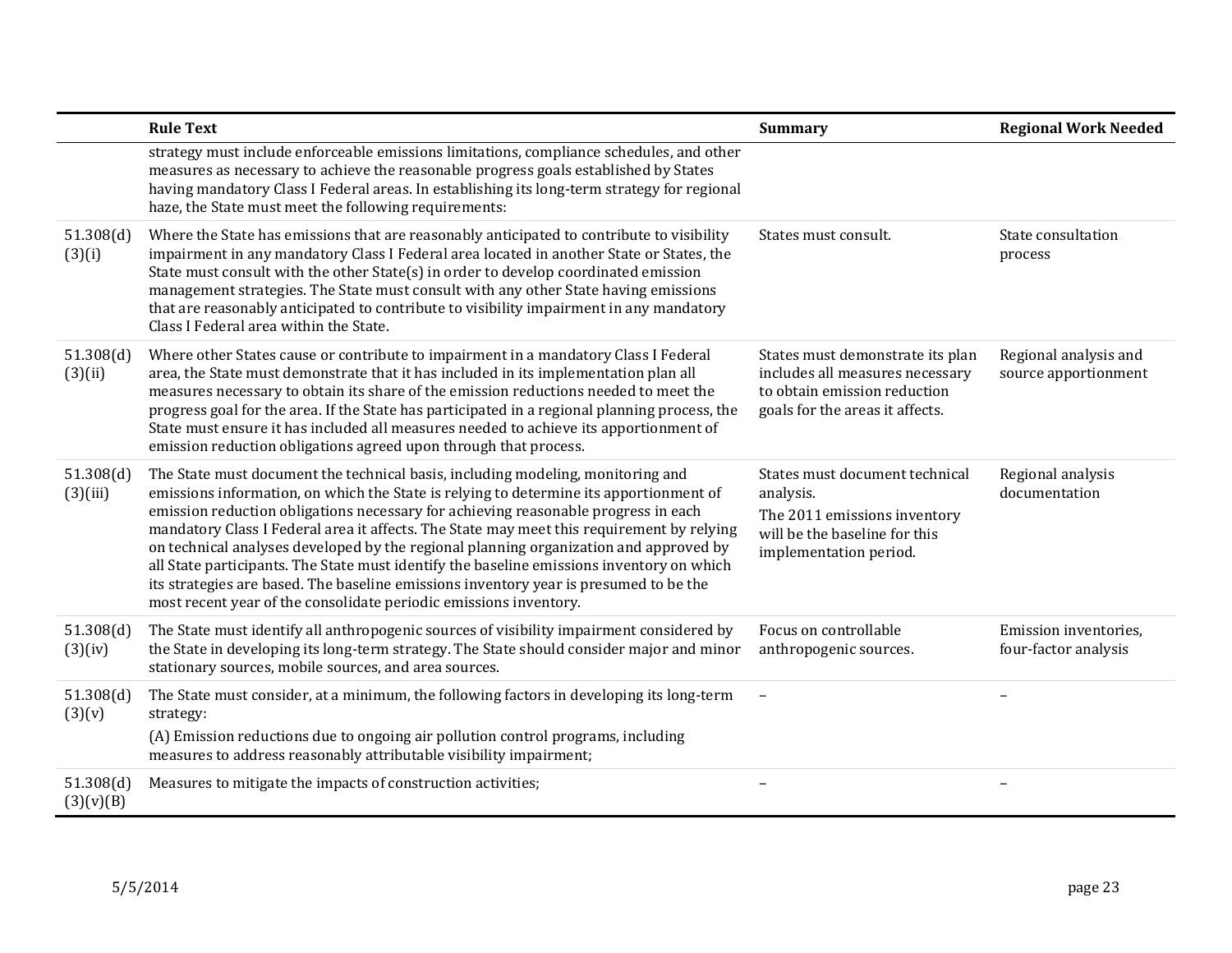|  | Rule Text | Summary | Regional Work Needed |
|---|---|---|---|
|  | strategy must include enforceable emissions limitations, compliance schedules, and other measures as necessary to achieve the reasonable progress goals established by States having mandatory Class I Federal areas. In establishing its long-term strategy for regional haze, the State must meet the following requirements: |  |  |
| 51.308(d)(3)(i) | Where the State has emissions that are reasonably anticipated to contribute to visibility impairment in any mandatory Class I Federal area located in another State or States, the State must consult with the other State(s) in order to develop coordinated emission management strategies. The State must consult with any other State having emissions that are reasonably anticipated to contribute to visibility impairment in any mandatory Class I Federal area within the State. | States must consult. | State consultation process |
| 51.308(d)(3)(ii) | Where other States cause or contribute to impairment in a mandatory Class I Federal area, the State must demonstrate that it has included in its implementation plan all measures necessary to obtain its share of the emission reductions needed to meet the progress goal for the area. If the State has participated in a regional planning process, the State must ensure it has included all measures needed to achieve its apportionment of emission reduction obligations agreed upon through that process. | States must demonstrate its plan includes all measures necessary to obtain emission reduction goals for the areas it affects. | Regional analysis and source apportionment |
| 51.308(d)(3)(iii) | The State must document the technical basis, including modeling, monitoring and emissions information, on which the State is relying to determine its apportionment of emission reduction obligations necessary for achieving reasonable progress in each mandatory Class I Federal area it affects. The State may meet this requirement by relying on technical analyses developed by the regional planning organization and approved by all State participants. The State must identify the baseline emissions inventory on which its strategies are based. The baseline emissions inventory year is presumed to be the most recent year of the consolidate periodic emissions inventory. | States must document technical analysis.<br>The 2011 emissions inventory will be the baseline for this implementation period. | Regional analysis documentation |
| 51.308(d)(3)(iv) | The State must identify all anthropogenic sources of visibility impairment considered by the State in developing its long-term strategy. The State should consider major and minor stationary sources, mobile sources, and area sources. | Focus on controllable anthropogenic sources. | Emission inventories, four-factor analysis |
| 51.308(d)(3)(v) | The State must consider, at a minimum, the following factors in developing its long-term strategy:<br>(A) Emission reductions due to ongoing air pollution control programs, including measures to address reasonably attributable visibility impairment; | – | – |
| 51.308(d)(3)(v)(B) | Measures to mitigate the impacts of construction activities; | – | – |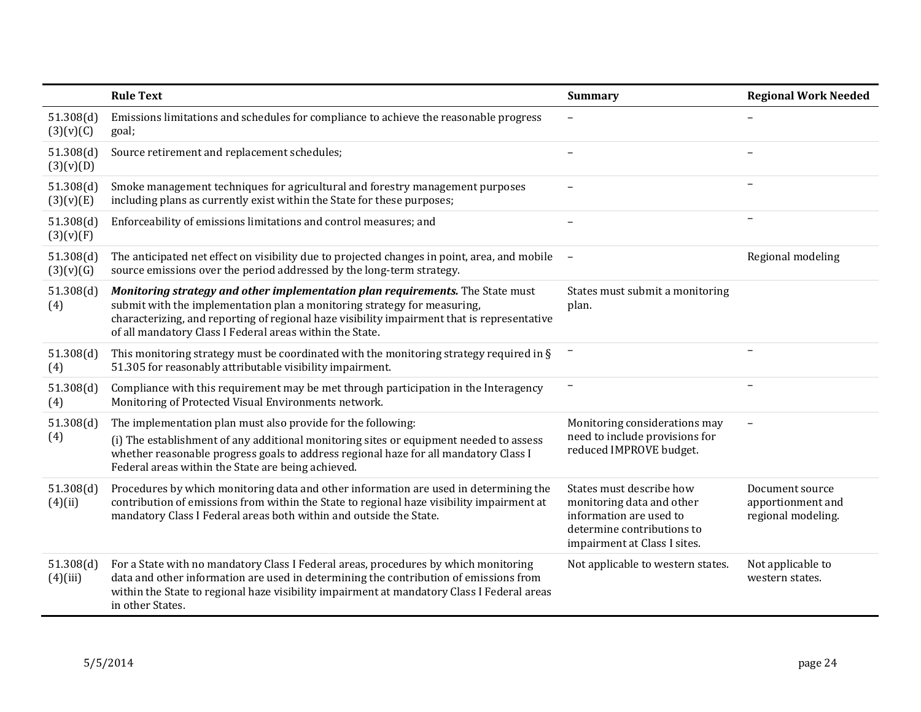| | Rule Text | Summary | Regional Work Needed |
|---|---|---|---|
| 51.308(d)(3)(v)(C) | Emissions limitations and schedules for compliance to achieve the reasonable progress goal; | – | – |
| 51.308(d)(3)(v)(D) | Source retirement and replacement schedules; | – | – |
| 51.308(d)(3)(v)(E) | Smoke management techniques for agricultural and forestry management purposes including plans as currently exist within the State for these purposes; | – | – |
| 51.308(d)(3)(v)(F) | Enforceability of emissions limitations and control measures; and | – | – |
| 51.308(d)(3)(v)(G) | The anticipated net effect on visibility due to projected changes in point, area, and mobile source emissions over the period addressed by the long-term strategy. | – | Regional modeling |
| 51.308(d)(4) | ***Monitoring strategy and other implementation plan requirements.*** The State must submit with the implementation plan a monitoring strategy for measuring, characterizing, and reporting of regional haze visibility impairment that is representative of all mandatory Class I Federal areas within the State. | States must submit a monitoring plan. | |
| 51.308(d)(4) | This monitoring strategy must be coordinated with the monitoring strategy required in § 51.305 for reasonably attributable visibility impairment. | – | – |
| 51.308(d)(4) | Compliance with this requirement may be met through participation in the Interagency Monitoring of Protected Visual Environments network. | – | – |
| 51.308(d)(4) | The implementation plan must also provide for the following: (i) The establishment of any additional monitoring sites or equipment needed to assess whether reasonable progress goals to address regional haze for all mandatory Class I Federal areas within the State are being achieved. | Monitoring considerations may need to include provisions for reduced IMPROVE budget. | – |
| 51.308(d)(4)(ii) | Procedures by which monitoring data and other information are used in determining the contribution of emissions from within the State to regional haze visibility impairment at mandatory Class I Federal areas both within and outside the State. | States must describe how monitoring data and other information are used to determine contributions to impairment at Class I sites. | Document source apportionment and regional modeling. |
| 51.308(d)(4)(iii) | For a State with no mandatory Class I Federal areas, procedures by which monitoring data and other information are used in determining the contribution of emissions from within the State to regional haze visibility impairment at mandatory Class I Federal areas in other States. | Not applicable to western states. | Not applicable to western states. |

5/5/2014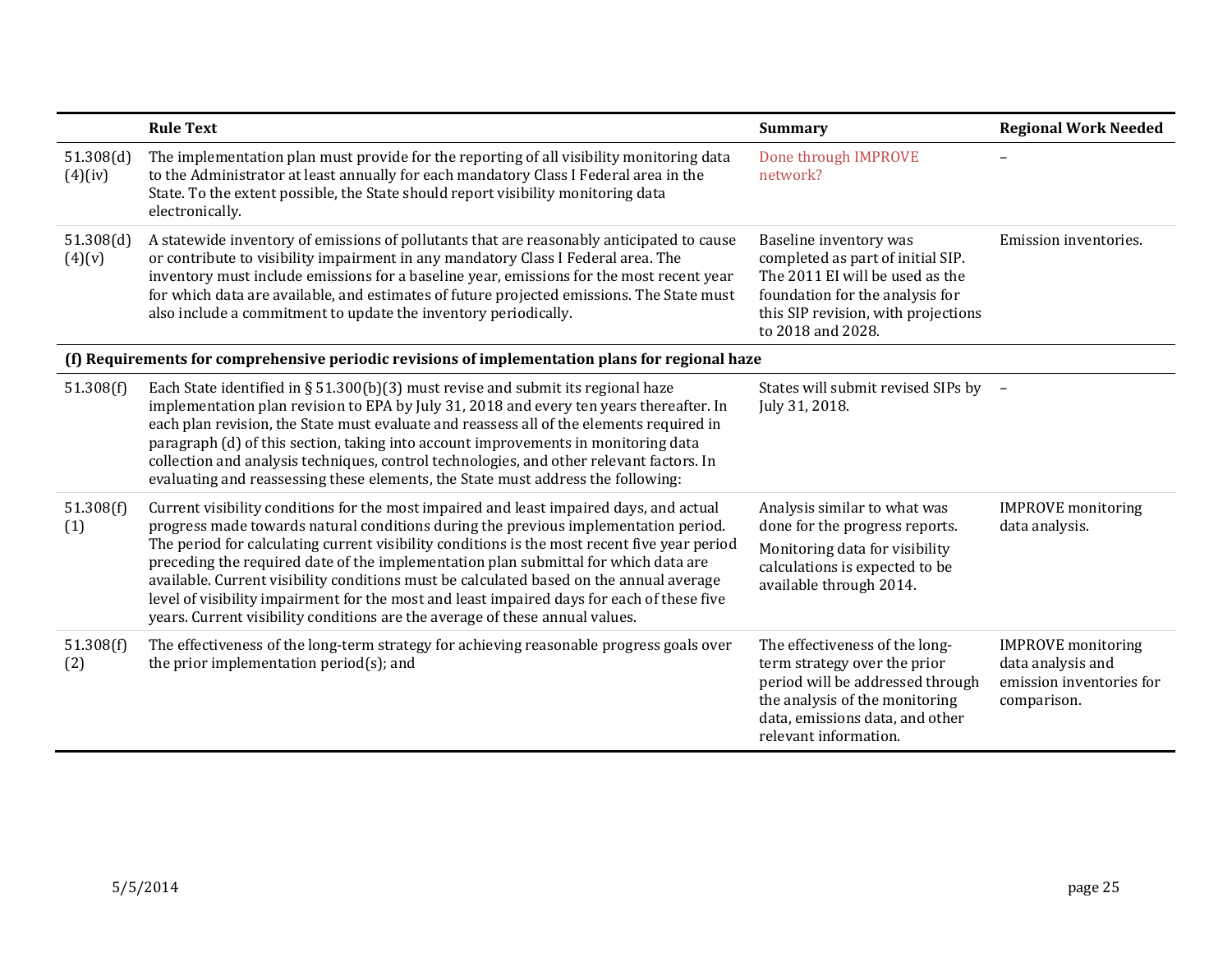| | Rule Text | Summary | Regional Work Needed |
|---|---|---|---|
| 51.308(d)(4)(iv) | The implementation plan must provide for the reporting of all visibility monitoring data to the Administrator at least annually for each mandatory Class I Federal area in the State. To the extent possible, the State should report visibility monitoring data electronically. | Done through IMPROVE network? | – |
| 51.308(d)(4)(v) | A statewide inventory of emissions of pollutants that are reasonably anticipated to cause or contribute to visibility impairment in any mandatory Class I Federal area. The inventory must include emissions for a baseline year, emissions for the most recent year for which data are available, and estimates of future projected emissions. The State must also include a commitment to update the inventory periodically. | Baseline inventory was completed as part of initial SIP. The 2011 EI will be used as the foundation for the analysis for this SIP revision, with projections to 2018 and 2028. | Emission inventories. |
| **(f) Requirements for comprehensive periodic revisions of implementation plans for regional haze** | | | |
| 51.308(f) | Each State identified in § 51.300(b)(3) must revise and submit its regional haze implementation plan revision to EPA by July 31, 2018 and every ten years thereafter. In each plan revision, the State must evaluate and reassess all of the elements required in paragraph (d) of this section, taking into account improvements in monitoring data collection and analysis techniques, control technologies, and other relevant factors. In evaluating and reassessing these elements, the State must address the following: | States will submit revised SIPs by July 31, 2018. | – |
| 51.308(f)(1) | Current visibility conditions for the most impaired and least impaired days, and actual progress made towards natural conditions during the previous implementation period. The period for calculating current visibility conditions is the most recent five year period preceding the required date of the implementation plan submittal for which data are available. Current visibility conditions must be calculated based on the annual average level of visibility impairment for the most and least impaired days for each of these five years. Current visibility conditions are the average of these annual values. | Analysis similar to what was done for the progress reports. Monitoring data for visibility calculations is expected to be available through 2014. | IMPROVE monitoring data analysis. |
| 51.308(f)(2) | The effectiveness of the long-term strategy for achieving reasonable progress goals over the prior implementation period(s); and | The effectiveness of the long-term strategy over the prior period will be addressed through the analysis of the monitoring data, emissions data, and other relevant information. | IMPROVE monitoring data analysis and emission inventories for comparison. |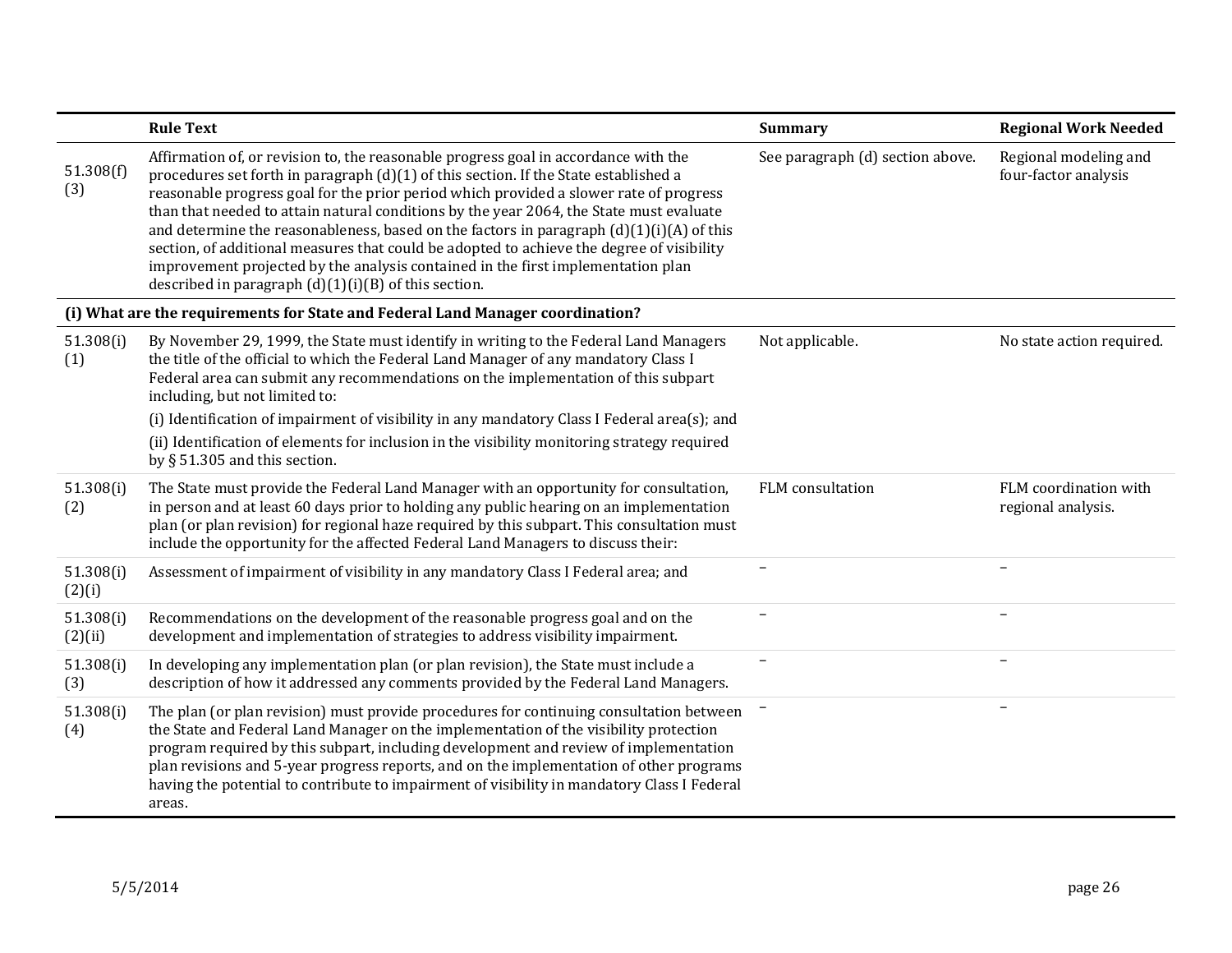| | Rule Text | Summary | Regional Work Needed |
|---|---|---|---|
| 51.308(f)(3) | Affirmation of, or revision to, the reasonable progress goal in accordance with the procedures set forth in paragraph (d)(1) of this section. If the State established a reasonable progress goal for the prior period which provided a slower rate of progress than that needed to attain natural conditions by the year 2064, the State must evaluate and determine the reasonableness, based on the factors in paragraph (d)(1)(i)(A) of this section, of additional measures that could be adopted to achieve the degree of visibility improvement projected by the analysis contained in the first implementation plan described in paragraph (d)(1)(i)(B) of this section. | See paragraph (d) section above. | Regional modeling and four-factor analysis |
| **(i) What are the requirements for State and Federal Land Manager coordination?** | | | |
| 51.308(i)(1) | By November 29, 1999, the State must identify in writing to the Federal Land Managers the title of the official to which the Federal Land Manager of any mandatory Class I Federal area can submit any recommendations on the implementation of this subpart including, but not limited to: (i) Identification of impairment of visibility in any mandatory Class I Federal area(s); and (ii) Identification of elements for inclusion in the visibility monitoring strategy required by § 51.305 and this section. | Not applicable. | No state action required. |
| 51.308(i)(2) | The State must provide the Federal Land Manager with an opportunity for consultation, in person and at least 60 days prior to holding any public hearing on an implementation plan (or plan revision) for regional haze required by this subpart. This consultation must include the opportunity for the affected Federal Land Managers to discuss their: | FLM consultation | FLM coordination with regional analysis. |
| 51.308(i)(2)(i) | Assessment of impairment of visibility in any mandatory Class I Federal area; and | – | – |
| 51.308(i)(2)(ii) | Recommendations on the development of the reasonable progress goal and on the development and implementation of strategies to address visibility impairment. | – | – |
| 51.308(i)(3) | In developing any implementation plan (or plan revision), the State must include a description of how it addressed any comments provided by the Federal Land Managers. | – | – |
| 51.308(i)(4) | The plan (or plan revision) must provide procedures for continuing consultation between the State and Federal Land Manager on the implementation of the visibility protection program required by this subpart, including development and review of implementation plan revisions and 5-year progress reports, and on the implementation of other programs having the potential to contribute to impairment of visibility in mandatory Class I Federal areas. | – | – |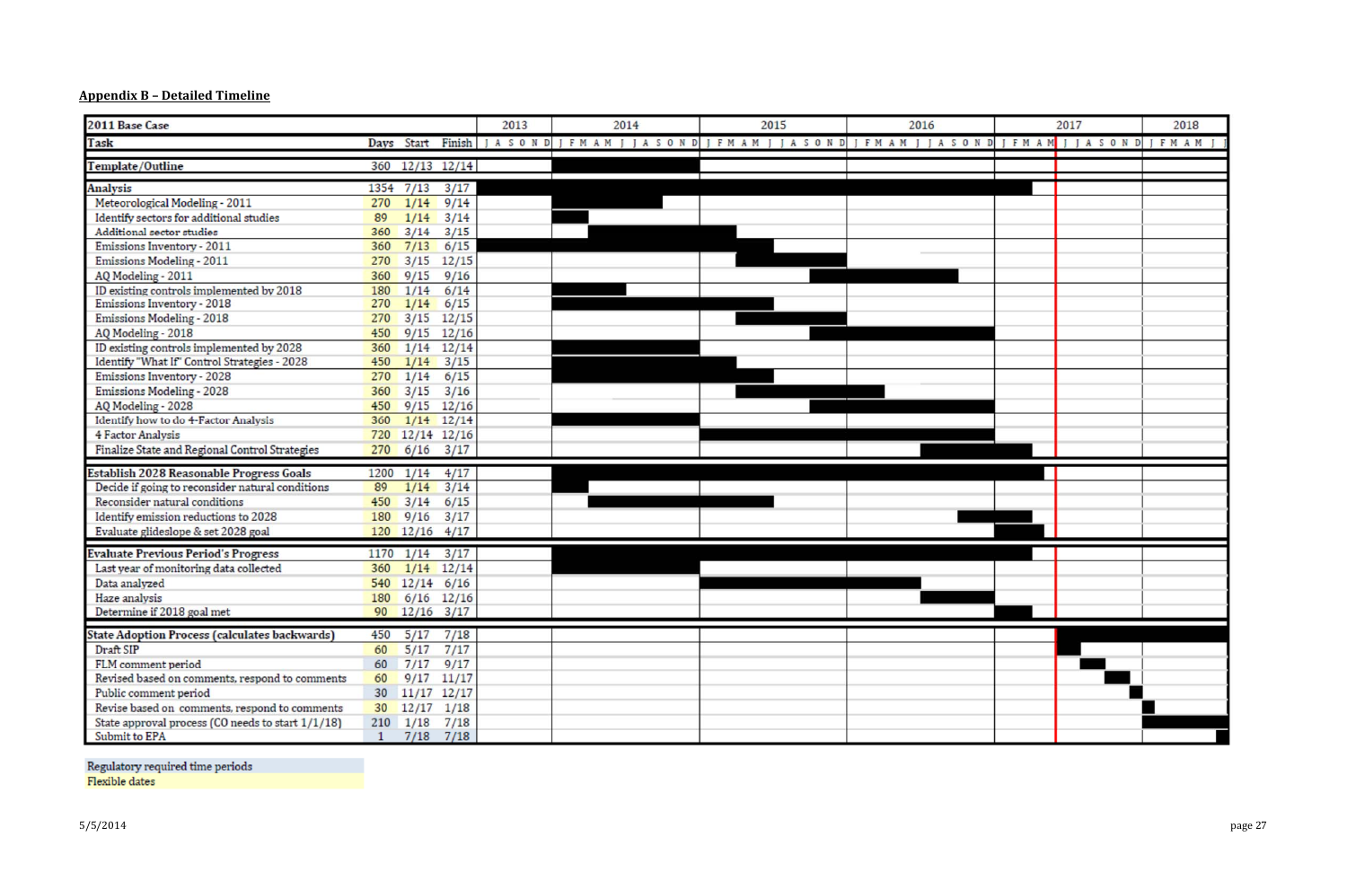**Appendix B – Detailed Timeline**

| 2011 Base Case | | | | 2013 | 2014 | 2015 | 2016 | 2017 | 2018 |
|---|---|---|---|---|---|---|---|---|---|
| **Task** | **Days** | **Start** | **Finish** | J A S O N D | J F M A M J J A S O N D | J F M A M J J A S O N D | J F M A M J J A S O N D | J F M A M J J A S O N D | J F M A M J J |
| **Template/Outline** | 360 | 12/13 | 12/14 | | | | | | |
| **Analysis** | 1354 | 7/13 | 3/17 | | | | | | |
| Meteorological Modeling - 2011 | 270 | 1/14 | 9/14 | | | | | | |
| Identify sectors for additional studies | 89 | 1/14 | 3/14 | | | | | | |
| Additional sector studies | 360 | 3/14 | 3/15 | | | | | | |
| Emissions Inventory - 2011 | 360 | 7/13 | 6/15 | | | | | | |
| Emissions Modeling - 2011 | 270 | 3/15 | 12/15 | | | | | | |
| AQ Modeling - 2011 | 360 | 9/15 | 9/16 | | | | | | |
| ID existing controls implemented by 2018 | 180 | 1/14 | 6/14 | | | | | | |
| Emissions Inventory - 2018 | 270 | 1/14 | 6/15 | | | | | | |
| Emissions Modeling - 2018 | 270 | 3/15 | 12/15 | | | | | | |
| AQ Modeling - 2018 | 450 | 9/15 | 12/16 | | | | | | |
| ID existing controls implemented by 2028 | 360 | 1/14 | 12/14 | | | | | | |
| Identify "What If" Control Strategies - 2028 | 450 | 1/14 | 3/15 | | | | | | |
| Emissions Inventory - 2028 | 270 | 1/14 | 6/15 | | | | | | |
| Emissions Modeling - 2028 | 360 | 3/15 | 3/16 | | | | | | |
| AQ Modeling - 2028 | 450 | 9/15 | 12/16 | | | | | | |
| Identify how to do 4-Factor Analysis | 360 | 1/14 | 12/14 | | | | | | |
| 4 Factor Analysis | 720 | 12/14 | 12/16 | | | | | | |
| Finalize State and Regional Control Strategies | 270 | 6/16 | 3/17 | | | | | | |
| **Establish 2028 Reasonable Progress Goals** | 1200 | 1/14 | 4/17 | | | | | | |
| Decide if going to reconsider natural conditions | 89 | 1/14 | 3/14 | | | | | | |
| Reconsider natural conditions | 450 | 3/14 | 6/15 | | | | | | |
| Identify emission reductions to 2028 | 180 | 9/16 | 3/17 | | | | | | |
| Evaluate glideslope & set 2028 goal | 120 | 12/16 | 4/17 | | | | | | |
| **Evaluate Previous Period's Progress** | 1170 | 1/14 | 3/17 | | | | | | |
| Last year of monitoring data collected | 360 | 1/14 | 12/14 | | | | | | |
| Data analyzed | 540 | 12/14 | 6/16 | | | | | | |
| Haze analysis | 180 | 6/16 | 12/16 | | | | | | |
| Determine if 2018 goal met | 90 | 12/16 | 3/17 | | | | | | |
| **State Adoption Process (calculates backwards)** | 450 | 5/17 | 7/18 | | | | | | |
| Draft SIP | 60 | 5/17 | 7/17 | | | | | | |
| FLM comment period | 60 | 7/17 | 9/17 | | | | | | |
| Revised based on comments, respond to comments | 60 | 9/17 | 11/17 | | | | | | |
| Public comment period | 30 | 11/17 | 12/17 | | | | | | |
| Revise based on comments, respond to comments | 30 | 12/17 | 1/18 | | | | | | |
| State approval process (CO needs to start 1/1/18) | 210 | 1/18 | 7/18 | | | | | | |
| Submit to EPA | 1 | 7/18 | 7/18 | | | | | | |

Regulatory required time periods

Flexible dates

5/5/2014